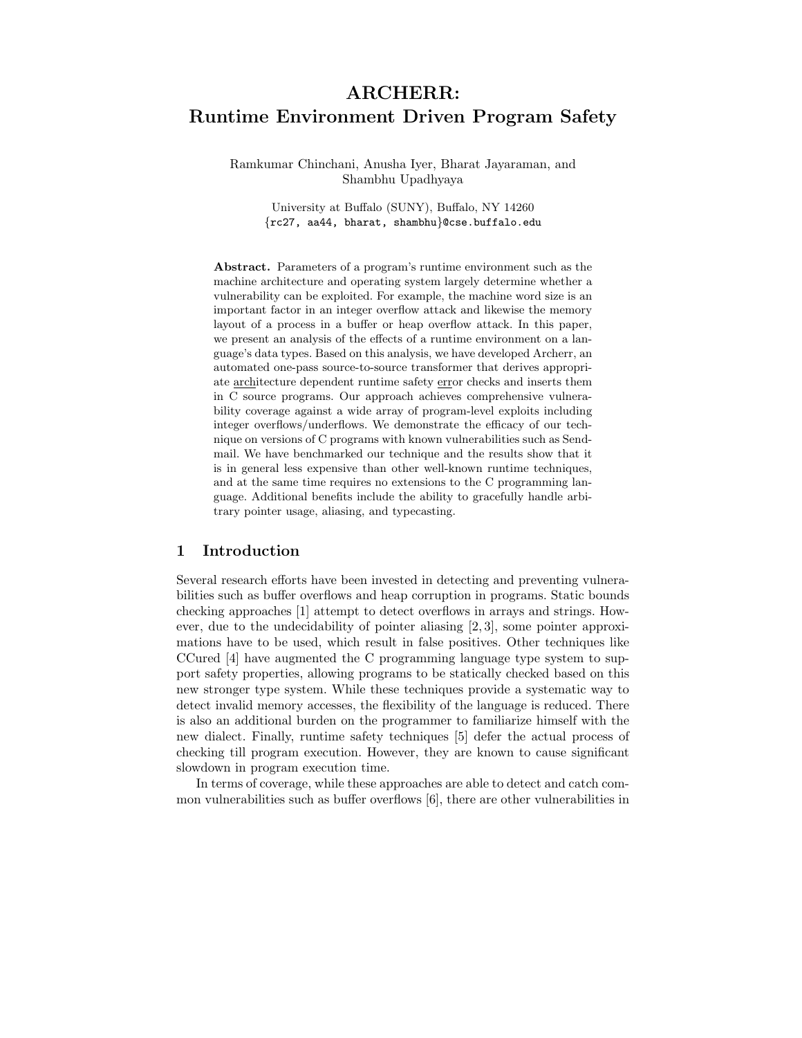# ARCHERR: Runtime Environment Driven Program Safety

Ramkumar Chinchani, Anusha Iyer, Bharat Jayaraman, and Shambhu Upadhyaya

University at Buffalo (SUNY), Buffalo, NY 14260
{rc27, aa44, bharat, shambhu}@cse.buffalo.edu

**Abstract.** Parameters of a program's runtime environment such as the machine architecture and operating system largely determine whether a vulnerability can be exploited. For example, the machine word size is an important factor in an integer overflow attack and likewise the memory layout of a process in a buffer or heap overflow attack. In this paper, we present an analysis of the effects of a runtime environment on a language's data types. Based on this analysis, we have developed Archerr, an automated one-pass source-to-source transformer that derives appropriate architecture dependent runtime safety error checks and inserts them in C source programs. Our approach achieves comprehensive vulnerability coverage against a wide array of program-level exploits including integer overflows/underflows. We demonstrate the efficacy of our technique on versions of C programs with known vulnerabilities such as Sendmail. We have benchmarked our technique and the results show that it is in general less expensive than other well-known runtime techniques, and at the same time requires no extensions to the C programming language. Additional benefits include the ability to gracefully handle arbitrary pointer usage, aliasing, and typecasting.

## 1 Introduction

Several research efforts have been invested in detecting and preventing vulnerabilities such as buffer overflows and heap corruption in programs. Static bounds checking approaches [1] attempt to detect overflows in arrays and strings. However, due to the undecidability of pointer aliasing [2, 3], some pointer approximations have to be used, which result in false positives. Other techniques like CCured [4] have augmented the C programming language type system to support safety properties, allowing programs to be statically checked based on this new stronger type system. While these techniques provide a systematic way to detect invalid memory accesses, the flexibility of the language is reduced. There is also an additional burden on the programmer to familiarize himself with the new dialect. Finally, runtime safety techniques [5] defer the actual process of checking till program execution. However, they are known to cause significant slowdown in program execution time.

In terms of coverage, while these approaches are able to detect and catch common vulnerabilities such as buffer overflows [6], there are other vulnerabilities in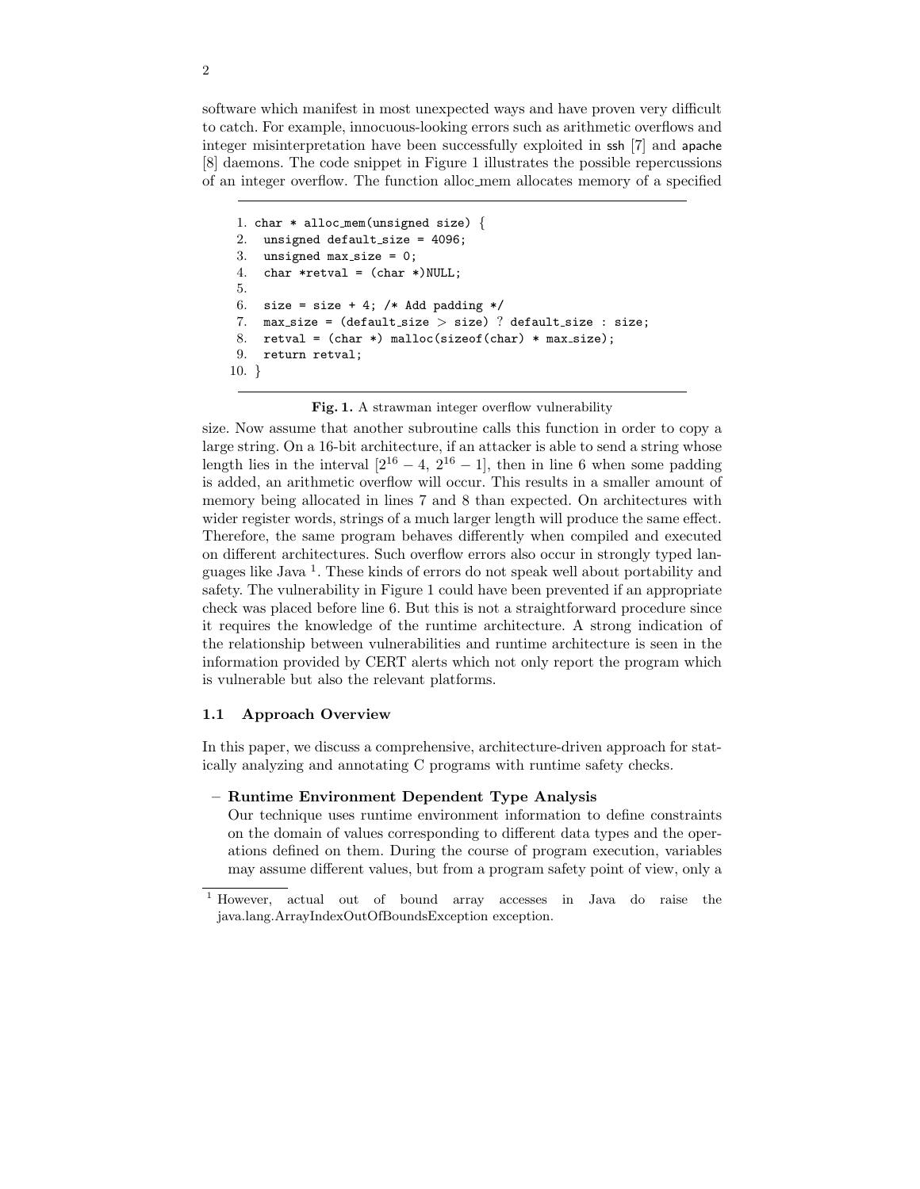software which manifest in most unexpected ways and have proven very difficult to catch. For example, innocuous-looking errors such as arithmetic overflows and integer misinterpretation have been successfully exploited in ssh [7] and apache [8] daemons. The code snippet in Figure 1 illustrates the possible repercussions of an integer overflow. The function alloc_mem allocates memory of a specified

```
1. char * alloc_mem(unsigned size) {
2.   unsigned default_size = 4096;
3.   unsigned max_size = 0;
4.   char *retval = (char *)NULL;
5.
6.   size = size + 4; /* Add padding */
7.   max_size = (default_size > size) ? default_size : size;
8.   retval = (char *) malloc(sizeof(char) * max_size);
9.   return retval;
10. }
```

**Fig. 1.** A strawman integer overflow vulnerability

size. Now assume that another subroutine calls this function in order to copy a large string. On a 16-bit architecture, if an attacker is able to send a string whose length lies in the interval $[2^{16} - 4,\ 2^{16} - 1]$, then in line 6 when some padding is added, an arithmetic overflow will occur. This results in a smaller amount of memory being allocated in lines 7 and 8 than expected. On architectures with wider register words, strings of a much larger length will produce the same effect. Therefore, the same program behaves differently when compiled and executed on different architectures. Such overflow errors also occur in strongly typed languages like Java [1]. These kinds of errors do not speak well about portability and safety. The vulnerability in Figure 1 could have been prevented if an appropriate check was placed before line 6. But this is not a straightforward procedure since it requires the knowledge of the runtime architecture. A strong indication of the relationship between vulnerabilities and runtime architecture is seen in the information provided by CERT alerts which not only report the program which is vulnerable but also the relevant platforms.

### 1.1 Approach Overview

In this paper, we discuss a comprehensive, architecture-driven approach for statically analyzing and annotating C programs with runtime safety checks.

- **Runtime Environment Dependent Type Analysis**
  Our technique uses runtime environment information to define constraints on the domain of values corresponding to different data types and the operations defined on them. During the course of program execution, variables may assume different values, but from a program safety point of view, only a

[1] However, actual out of bound array accesses in Java do raise the java.lang.ArrayIndexOutOfBoundsException exception.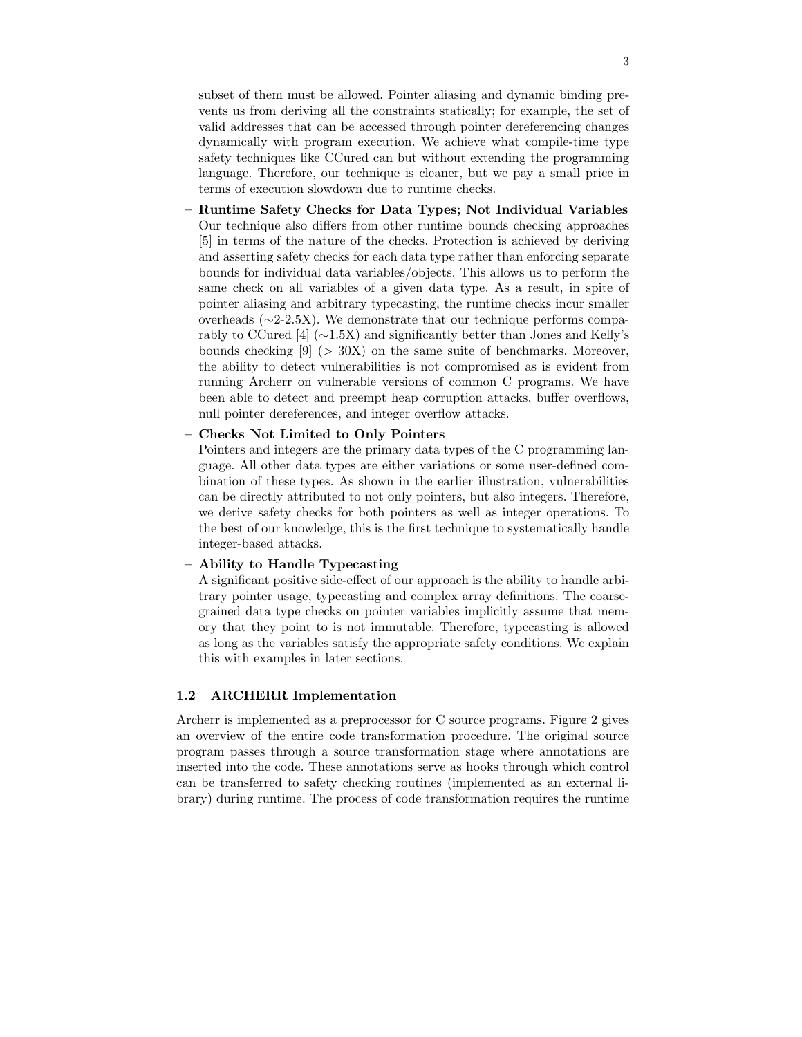subset of them must be allowed. Pointer aliasing and dynamic binding prevents us from deriving all the constraints statically; for example, the set of valid addresses that can be accessed through pointer dereferencing changes dynamically with program execution. We achieve what compile-time type safety techniques like CCured can but without extending the programming language. Therefore, our technique is cleaner, but we pay a small price in terms of execution slowdown due to runtime checks.

- **Runtime Safety Checks for Data Types; Not Individual Variables** Our technique also differs from other runtime bounds checking approaches [5] in terms of the nature of the checks. Protection is achieved by deriving and asserting safety checks for each data type rather than enforcing separate bounds for individual data variables/objects. This allows us to perform the same check on all variables of a given data type. As a result, in spite of pointer aliasing and arbitrary typecasting, the runtime checks incur smaller overheads (∼2-2.5X). We demonstrate that our technique performs comparably to CCured [4] (∼1.5X) and significantly better than Jones and Kelly's bounds checking [9] (> 30X) on the same suite of benchmarks. Moreover, the ability to detect vulnerabilities is not compromised as is evident from running Archerr on vulnerable versions of common C programs. We have been able to detect and preempt heap corruption attacks, buffer overflows, null pointer dereferences, and integer overflow attacks.
- **Checks Not Limited to Only Pointers**
  Pointers and integers are the primary data types of the C programming language. All other data types are either variations or some user-defined combination of these types. As shown in the earlier illustration, vulnerabilities can be directly attributed to not only pointers, but also integers. Therefore, we derive safety checks for both pointers as well as integer operations. To the best of our knowledge, this is the first technique to systematically handle integer-based attacks.
- **Ability to Handle Typecasting**
  A significant positive side-effect of our approach is the ability to handle arbitrary pointer usage, typecasting and complex array definitions. The coarse-grained data type checks on pointer variables implicitly assume that memory that they point to is not immutable. Therefore, typecasting is allowed as long as the variables satisfy the appropriate safety conditions. We explain this with examples in later sections.

### 1.2 ARCHERR Implementation

Archerr is implemented as a preprocessor for C source programs. Figure 2 gives an overview of the entire code transformation procedure. The original source program passes through a source transformation stage where annotations are inserted into the code. These annotations serve as hooks through which control can be transferred to safety checking routines (implemented as an external library) during runtime. The process of code transformation requires the runtime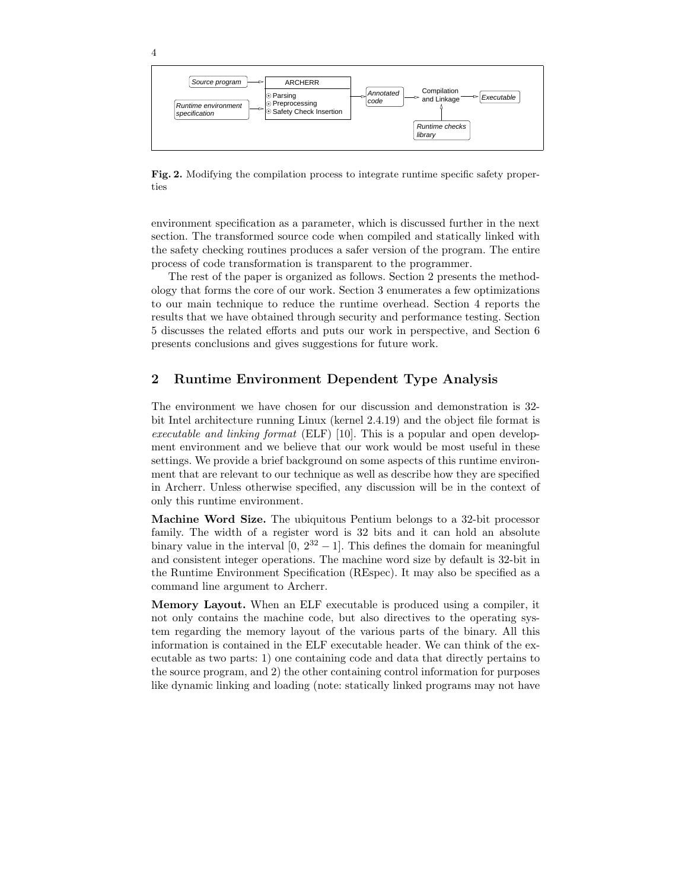**Fig. 2.** Modifying the compilation process to integrate runtime specific safety properties

environment specification as a parameter, which is discussed further in the next section. The transformed source code when compiled and statically linked with the safety checking routines produces a safer version of the program. The entire process of code transformation is transparent to the programmer.

The rest of the paper is organized as follows. Section 2 presents the methodology that forms the core of our work. Section 3 enumerates a few optimizations to our main technique to reduce the runtime overhead. Section 4 reports the results that we have obtained through security and performance testing. Section 5 discusses the related efforts and puts our work in perspective, and Section 6 presents conclusions and gives suggestions for future work.

## 2 Runtime Environment Dependent Type Analysis

The environment we have chosen for our discussion and demonstration is 32-bit Intel architecture running Linux (kernel 2.4.19) and the object file format is *executable and linking format* (ELF) [10]. This is a popular and open development environment and we believe that our work would be most useful in these settings. We provide a brief background on some aspects of this runtime environment that are relevant to our technique as well as describe how they are specified in Archerr. Unless otherwise specified, any discussion will be in the context of only this runtime environment.

**Machine Word Size.** The ubiquitous Pentium belongs to a 32-bit processor family. The width of a register word is 32 bits and it can hold an absolute binary value in the interval $[0,\ 2^{32}-1]$. This defines the domain for meaningful and consistent integer operations. The machine word size by default is 32-bit in the Runtime Environment Specification (REspec). It may also be specified as a command line argument to Archerr.

**Memory Layout.** When an ELF executable is produced using a compiler, it not only contains the machine code, but also directives to the operating system regarding the memory layout of the various parts of the binary. All this information is contained in the ELF executable header. We can think of the executable as two parts: 1) one containing code and data that directly pertains to the source program, and 2) the other containing control information for purposes like dynamic linking and loading (note: statically linked programs may not have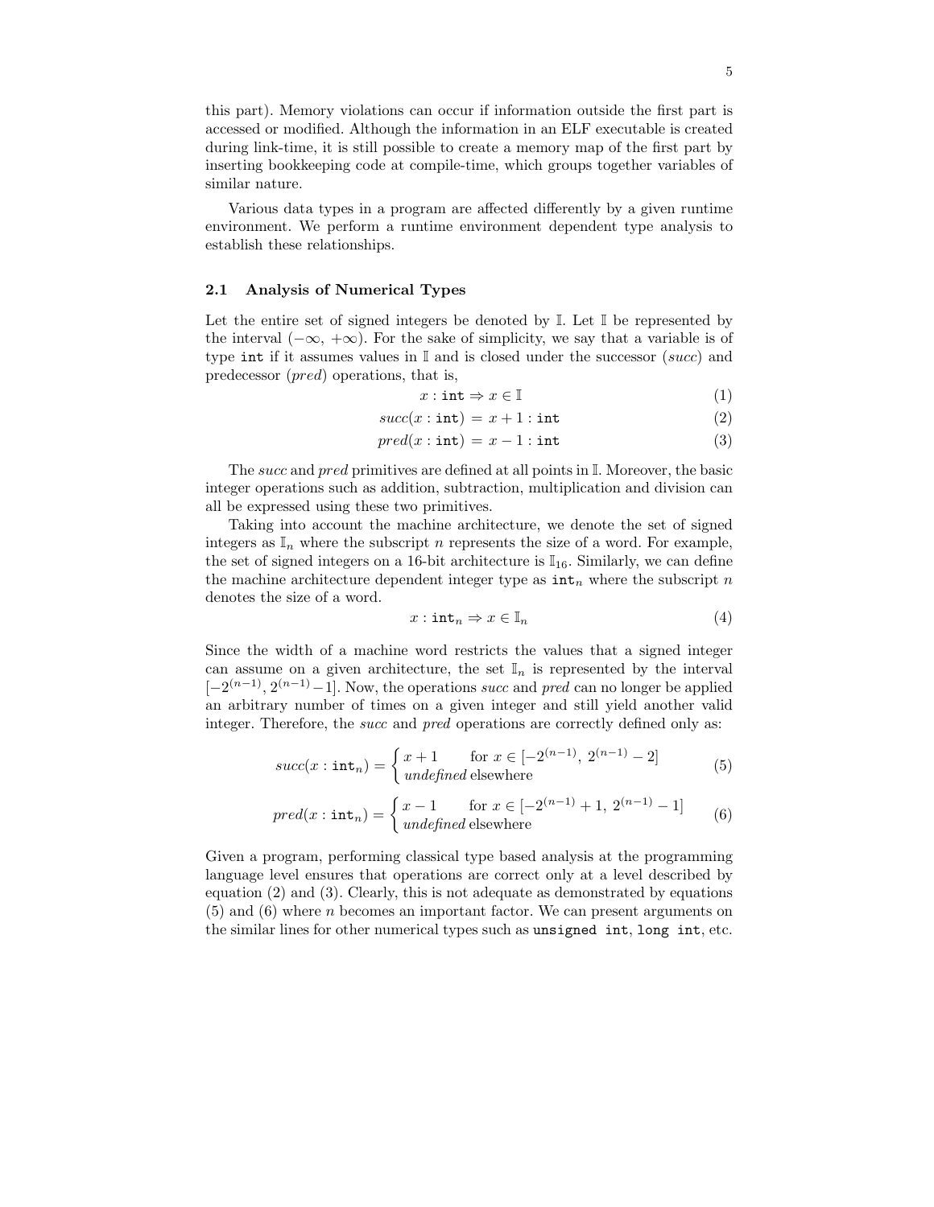this part). Memory violations can occur if information outside the first part is accessed or modified. Although the information in an ELF executable is created during link-time, it is still possible to create a memory map of the first part by inserting bookkeeping code at compile-time, which groups together variables of similar nature.

Various data types in a program are affected differently by a given runtime environment. We perform a runtime environment dependent type analysis to establish these relationships.

### 2.1 Analysis of Numerical Types

Let the entire set of signed integers be denoted by $\mathbb{I}$. Let $\mathbb{I}$ be represented by the interval $(-\infty, +\infty)$. For the sake of simplicity, we say that a variable is of type `int` if it assumes values in $\mathbb{I}$ and is closed under the successor (*succ*) and predecessor (*pred*) operations, that is,

$$x : \texttt{int} \Rightarrow x \in \mathbb{I} \tag{1}$$

$$succ(x : \texttt{int}) = x + 1 : \texttt{int} \tag{2}$$

$$pred(x : \texttt{int}) = x - 1 : \texttt{int} \tag{3}$$

The *succ* and *pred* primitives are defined at all points in $\mathbb{I}$. Moreover, the basic integer operations such as addition, subtraction, multiplication and division can all be expressed using these two primitives.

Taking into account the machine architecture, we denote the set of signed integers as $\mathbb{I}_n$ where the subscript $n$ represents the size of a word. For example, the set of signed integers on a 16-bit architecture is $\mathbb{I}_{16}$. Similarly, we can define the machine architecture dependent integer type as $\texttt{int}_n$ where the subscript $n$ denotes the size of a word.

$$x : \texttt{int}_n \Rightarrow x \in \mathbb{I}_n \tag{4}$$

Since the width of a machine word restricts the values that a signed integer can assume on a given architecture, the set $\mathbb{I}_n$ is represented by the interval $[-2^{(n-1)}, 2^{(n-1)}-1]$. Now, the operations *succ* and *pred* can no longer be applied an arbitrary number of times on a given integer and still yield another valid integer. Therefore, the *succ* and *pred* operations are correctly defined only as:

$$succ(x : \texttt{int}_n) = \begin{cases} x + 1 & \text{for } x \in [-2^{(n-1)},\ 2^{(n-1)} - 2] \\ \textit{undefined} \text{ elsewhere} & \end{cases} \tag{5}$$

$$pred(x : \texttt{int}_n) = \begin{cases} x - 1 & \text{for } x \in [-2^{(n-1)} + 1,\ 2^{(n-1)} - 1] \\ \textit{undefined} \text{ elsewhere} & \end{cases} \tag{6}$$

Given a program, performing classical type based analysis at the programming language level ensures that operations are correct only at a level described by equation (2) and (3). Clearly, this is not adequate as demonstrated by equations (5) and (6) where $n$ becomes an important factor. We can present arguments on the similar lines for other numerical types such as `unsigned int`, `long int`, etc.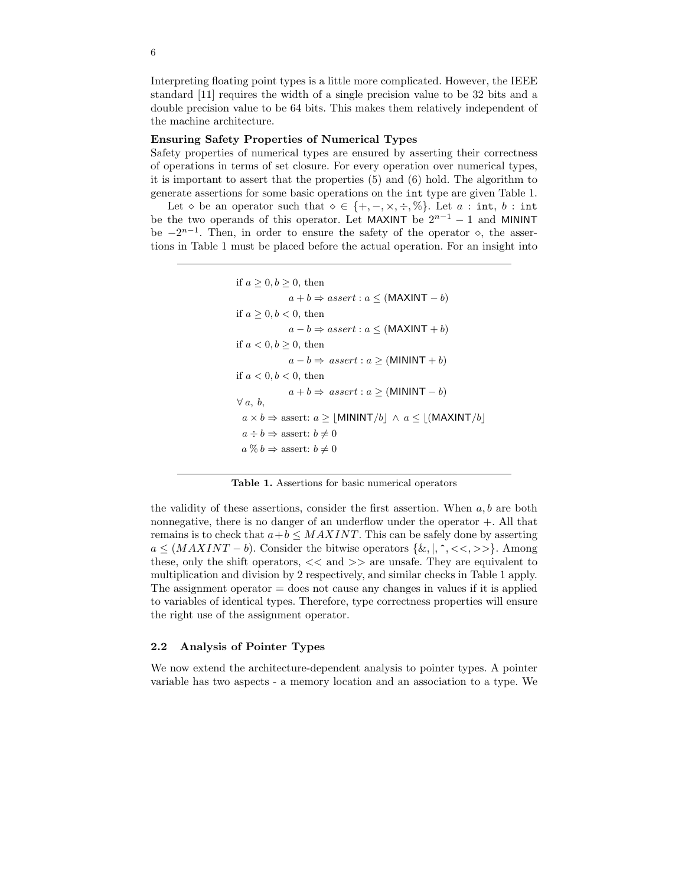Interpreting floating point types is a little more complicated. However, the IEEE standard [11] requires the width of a single precision value to be 32 bits and a double precision value to be 64 bits. This makes them relatively independent of the machine architecture.

**Ensuring Safety Properties of Numerical Types**

Safety properties of numerical types are ensured by asserting their correctness of operations in terms of set closure. For every operation over numerical types, it is important to assert that the properties (5) and (6) hold. The algorithm to generate assertions for some basic operations on the `int` type are given Table 1.

Let $\diamond$ be an operator such that $\diamond \in \{+, -, \times, \div, \%\}$. Let $a$ : `int`, $b$ : `int` be the two operands of this operator. Let $\mathsf{MAXINT}$ be $2^{n-1} - 1$ and $\mathsf{MININT}$ be $-2^{n-1}$. Then, in order to ensure the safety of the operator $\diamond$, the assertions in Table 1 must be placed before the actual operation. For an insight into

---

if $a \geq 0, b \geq 0$, then

$$a + b \Rightarrow assert : a \leq (\mathsf{MAXINT} - b)$$

if $a \geq 0, b < 0$, then

$$a - b \Rightarrow assert : a \leq (\mathsf{MAXINT} + b)$$

if $a < 0, b \geq 0$, then

$$a - b \Rightarrow \ assert : a \geq (\mathsf{MININT} + b)$$

if $a < 0, b < 0$, then

$$a + b \Rightarrow \ assert : a \geq (\mathsf{MININT} - b)$$

$\forall \, a, \, b$,

$$a \times b \Rightarrow \text{assert: } a \geq \lfloor \mathsf{MININT}/b \rfloor \ \wedge \ a \leq \lfloor (\mathsf{MAXINT}/b \rfloor$$

$$a \div b \Rightarrow \text{assert: } b \neq 0$$

$$a \,\%\, b \Rightarrow \text{assert: } b \neq 0$$

---

**Table 1.** Assertions for basic numerical operators

the validity of these assertions, consider the first assertion. When $a, b$ are both nonnegative, there is no danger of an underflow under the operator $+$. All that remains is to check that $a + b \leq MAXINT$. This can be safely done by asserting $a \leq (MAXINT - b)$. Consider the bitwise operators $\{\&, |, \hat{}, <<, >>\}$. Among these, only the shift operators, $<<$ and $>>$ are unsafe. They are equivalent to multiplication and division by 2 respectively, and similar checks in Table 1 apply. The assignment operator $=$ does not cause any changes in values if it is applied to variables of identical types. Therefore, type correctness properties will ensure the right use of the assignment operator.

## 2.2 Analysis of Pointer Types

We now extend the architecture-dependent analysis to pointer types. A pointer variable has two aspects - a memory location and an association to a type. We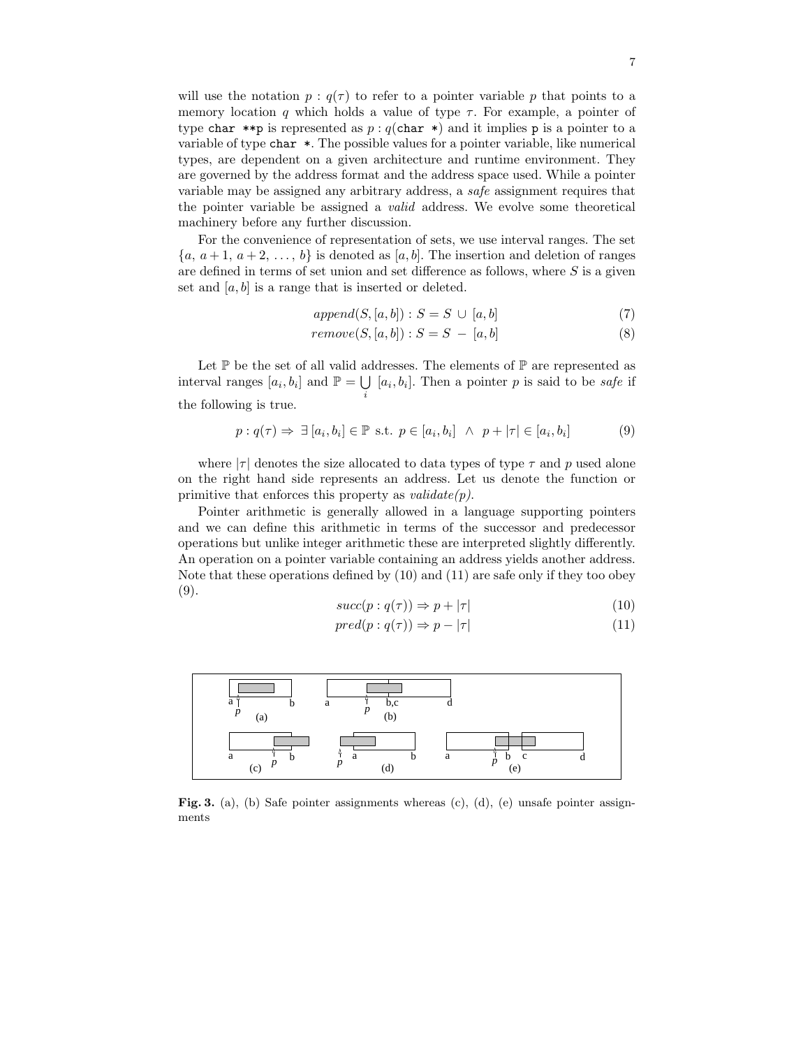will use the notation $p : q(\tau)$ to refer to a pointer variable $p$ that points to a memory location $q$ which holds a value of type $\tau$. For example, a pointer of type `char **p` is represented as $p : q($`char *`$)$ and it implies `p` is a pointer to a variable of type `char *`. The possible values for a pointer variable, like numerical types, are dependent on a given architecture and runtime environment. They are governed by the address format and the address space used. While a pointer variable may be assigned any arbitrary address, a *safe* assignment requires that the pointer variable be assigned a *valid* address. We evolve some theoretical machinery before any further discussion.

For the convenience of representation of sets, we use interval ranges. The set $\{a,\ a+1,\ a+2,\ \ldots,\ b\}$ is denoted as $[a, b]$. The insertion and deletion of ranges are defined in terms of set union and set difference as follows, where $S$ is a given set and $[a, b]$ is a range that is inserted or deleted.

$$append(S, [a, b]) : S = S \,\cup\, [a, b] \tag{7}$$

$$remove(S, [a, b]) : S = S \,-\, [a, b] \tag{8}$$

Let $\mathbb{P}$ be the set of all valid addresses. The elements of $\mathbb{P}$ are represented as interval ranges $[a_i, b_i]$ and $\mathbb{P} = \bigcup_i \, [a_i, b_i]$. Then a pointer $p$ is said to be *safe* if the following is true.

$$p : q(\tau) \Rightarrow \; \exists \, [a_i, b_i] \in \mathbb{P} \text{ s.t. } p \in [a_i, b_i] \;\; \wedge \;\; p + |\tau| \in [a_i, b_i] \tag{9}$$

where $|\tau|$ denotes the size allocated to data types of type $\tau$ and $p$ used alone on the right hand side represents an address. Let us denote the function or primitive that enforces this property as *validate(p)*.

Pointer arithmetic is generally allowed in a language supporting pointers and we can define this arithmetic in terms of the successor and predecessor operations but unlike integer arithmetic these are interpreted slightly differently. An operation on a pointer variable containing an address yields another address. Note that these operations defined by (10) and (11) are safe only if they too obey (9).

$$succ(p : q(\tau)) \Rightarrow p + |\tau| \tag{10}$$

$$pred(p : q(\tau)) \Rightarrow p - |\tau| \tag{11}$$

**Fig. 3.** (a), (b) Safe pointer assignments whereas (c), (d), (e) unsafe pointer assignments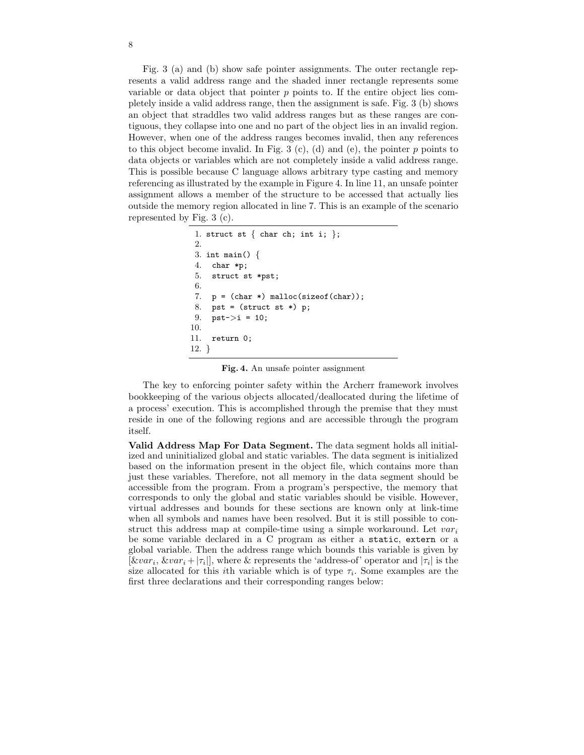Fig. 3 (a) and (b) show safe pointer assignments. The outer rectangle represents a valid address range and the shaded inner rectangle represents some variable or data object that pointer $p$ points to. If the entire object lies completely inside a valid address range, then the assignment is safe. Fig. 3 (b) shows an object that straddles two valid address ranges but as these ranges are contiguous, they collapse into one and no part of the object lies in an invalid region. However, when one of the address ranges becomes invalid, then any references to this object become invalid. In Fig. 3 (c), (d) and (e), the pointer $p$ points to data objects or variables which are not completely inside a valid address range. This is possible because C language allows arbitrary type casting and memory referencing as illustrated by the example in Figure 4. In line 11, an unsafe pointer assignment allows a member of the structure to be accessed that actually lies outside the memory region allocated in line 7. This is an example of the scenario represented by Fig. 3 (c).

```
 1. struct st { char ch; int i; };
 2.
 3. int main() {
 4.   char *p;
 5.   struct st *pst;
 6.
 7.   p = (char *) malloc(sizeof(char));
 8.   pst = (struct st *) p;
 9.   pst->i = 10;
10.
11.   return 0;
12. }
```

**Fig. 4.** An unsafe pointer assignment

The key to enforcing pointer safety within the Archerr framework involves bookkeeping of the various objects allocated/deallocated during the lifetime of a process' execution. This is accomplished through the premise that they must reside in one of the following regions and are accessible through the program itself.

**Valid Address Map For Data Segment.** The data segment holds all initialized and uninitialized global and static variables. The data segment is initialized based on the information present in the object file, which contains more than just these variables. Therefore, not all memory in the data segment should be accessible from the program. From a program's perspective, the memory that corresponds to only the global and static variables should be visible. However, virtual addresses and bounds for these sections are known only at link-time when all symbols and names have been resolved. But it is still possible to construct this address map at compile-time using a simple workaround. Let $var_i$ be some variable declared in a C program as either a `static`, `extern` or a global variable. Then the address range which bounds this variable is given by $[\&var_i, \&var_i + |\tau_i|]$, where & represents the 'address-of' operator and $|\tau_i|$ is the size allocated for this $i$th variable which is of type $\tau_i$. Some examples are the first three declarations and their corresponding ranges below: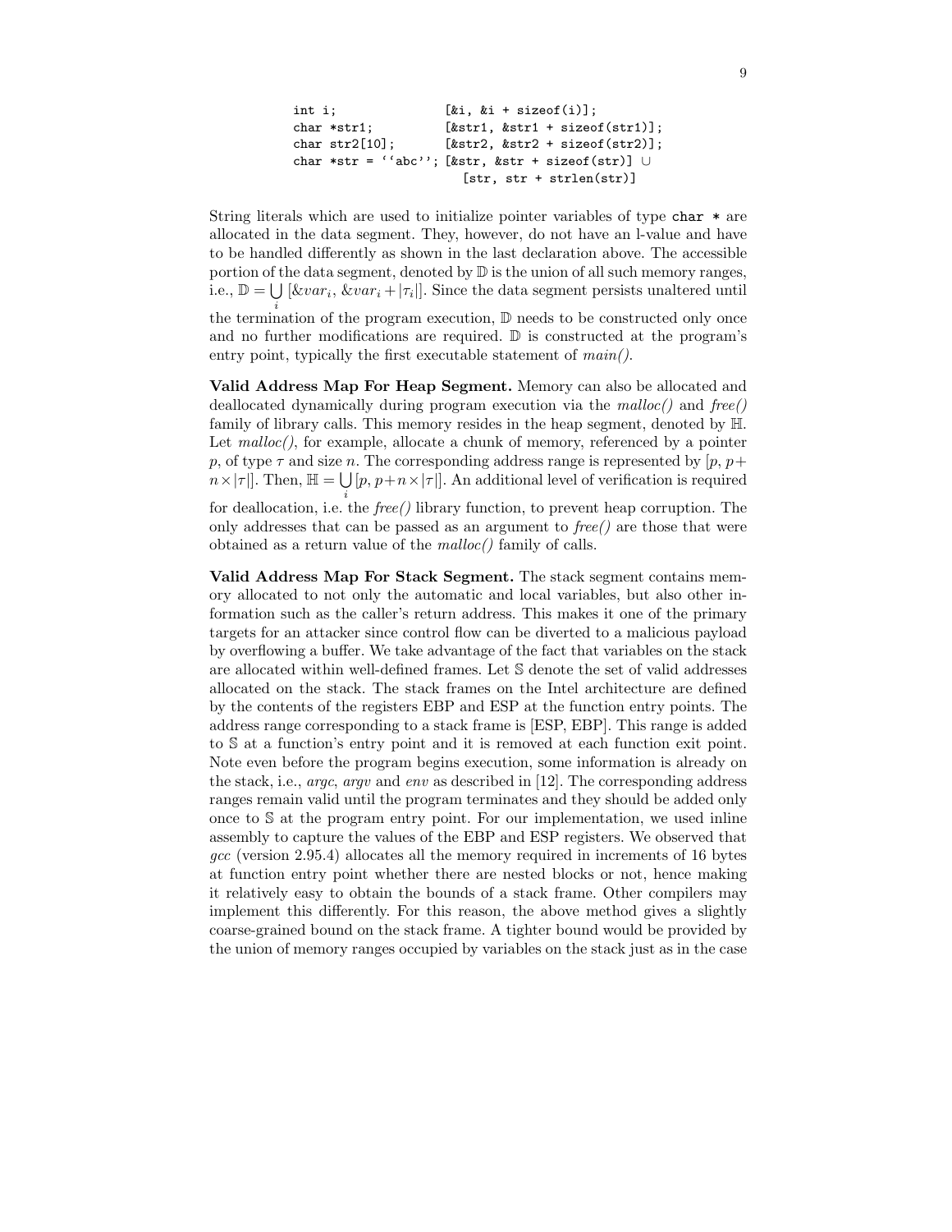```
int i;               [&i, &i + sizeof(i)];
char *str1;          [&str1, &str1 + sizeof(str1)];
char str2[10];       [&str2, &str2 + sizeof(str2)];
char *str = ``abc''; [&str, &str + sizeof(str)] ∪
                        [str, str + strlen(str)]
```

String literals which are used to initialize pointer variables of type `char *` are allocated in the data segment. They, however, do not have an l-value and have to be handled differently as shown in the last declaration above. The accessible portion of the data segment, denoted by $\mathbb{D}$ is the union of all such memory ranges, i.e., $\mathbb{D} = \bigcup_i [\&var_i, \&var_i + |\tau_i|]$. Since the data segment persists unaltered until the termination of the program execution, $\mathbb{D}$ needs to be constructed only once and no further modifications are required. $\mathbb{D}$ is constructed at the program's entry point, typically the first executable statement of *main()*.

**Valid Address Map For Heap Segment.** Memory can also be allocated and deallocated dynamically during program execution via the *malloc()* and *free()* family of library calls. This memory resides in the heap segment, denoted by $\mathbb{H}$. Let *malloc()*, for example, allocate a chunk of memory, referenced by a pointer $p$, of type $\tau$ and size $n$. The corresponding address range is represented by $[p, p + n \times |\tau|]$. Then, $\mathbb{H} = \bigcup_i [p, p+n\times|\tau|]$. An additional level of verification is required for deallocation, i.e. the *free()* library function, to prevent heap corruption. The only addresses that can be passed as an argument to *free()* are those that were obtained as a return value of the *malloc()* family of calls.

**Valid Address Map For Stack Segment.** The stack segment contains memory allocated to not only the automatic and local variables, but also other information such as the caller's return address. This makes it one of the primary targets for an attacker since control flow can be diverted to a malicious payload by overflowing a buffer. We take advantage of the fact that variables on the stack are allocated within well-defined frames. Let $\mathbb{S}$ denote the set of valid addresses allocated on the stack. The stack frames on the Intel architecture are defined by the contents of the registers EBP and ESP at the function entry points. The address range corresponding to a stack frame is [ESP, EBP]. This range is added to $\mathbb{S}$ at a function's entry point and it is removed at each function exit point. Note even before the program begins execution, some information is already on the stack, i.e., *argc*, *argv* and *env* as described in [12]. The corresponding address ranges remain valid until the program terminates and they should be added only once to $\mathbb{S}$ at the program entry point. For our implementation, we used inline assembly to capture the values of the EBP and ESP registers. We observed that *gcc* (version 2.95.4) allocates all the memory required in increments of 16 bytes at function entry point whether there are nested blocks or not, hence making it relatively easy to obtain the bounds of a stack frame. Other compilers may implement this differently. For this reason, the above method gives a slightly coarse-grained bound on the stack frame. A tighter bound would be provided by the union of memory ranges occupied by variables on the stack just as in the case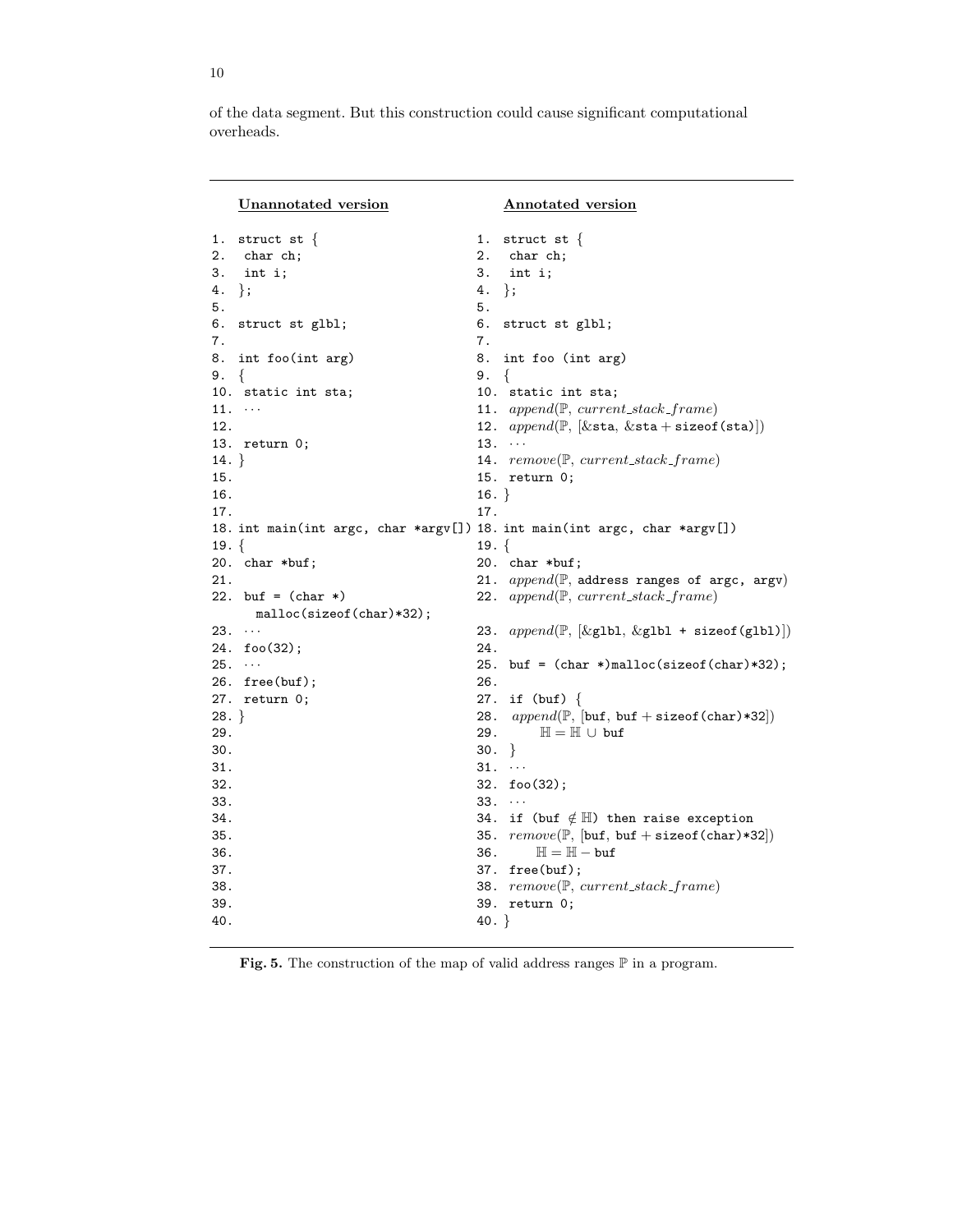of the data segment. But this construction could cause significant computational overheads.

**Unannotated version**

```
1.  struct st {
2.   char ch;
3.   int i;
4.  };
5.
6.  struct st glbl;
7.
8.  int foo(int arg)
9.  {
10.  static int sta;
11.  ···
12.
13.  return 0;
14. }
15.
16.
17.
18. int main(int argc, char *argv[])
19. {
20.  char *buf;
21.
22.  buf = (char *)
       malloc(sizeof(char)*32);
23.  ···
24.  foo(32);
25.  ···
26.  free(buf);
27.  return 0;
28. }
29.
30.
31.
32.
33.
34.
35.
36.
37.
38.
39.
40.
```

**Annotated version**

```
1.  struct st {
2.   char ch;
3.   int i;
4.  };
5.
6.  struct st glbl;
7.
8.  int foo (int arg)
9.  {
10.  static int sta;
11.  append(ℙ, current_stack_frame)
12.  append(ℙ, [&sta, &sta + sizeof(sta)])
13.  ···
14.  remove(ℙ, current_stack_frame)
15.  return 0;
16. }
17.
18. int main(int argc, char *argv[])
19. {
20.  char *buf;
21.  append(ℙ, address ranges of argc, argv)
22.  append(ℙ, current_stack_frame)
23.  append(ℙ, [&glbl, &glbl + sizeof(glbl)])
24.
25.  buf = (char *)malloc(sizeof(char)*32);
26.
27.  if (buf) {
28.   append(ℙ, [buf, buf + sizeof(char)*32])
29.       ℍ = ℍ ∪ buf
30.  }
31.  ···
32.  foo(32);
33.  ···
34.  if (buf ∉ ℍ) then raise exception
35.  remove(ℙ, [buf, buf + sizeof(char)*32])
36.      ℍ = ℍ − buf
37.  free(buf);
38.  remove(ℙ, current_stack_frame)
39.  return 0;
40. }
```

**Fig. 5.** The construction of the map of valid address ranges $\mathbb{P}$ in a program.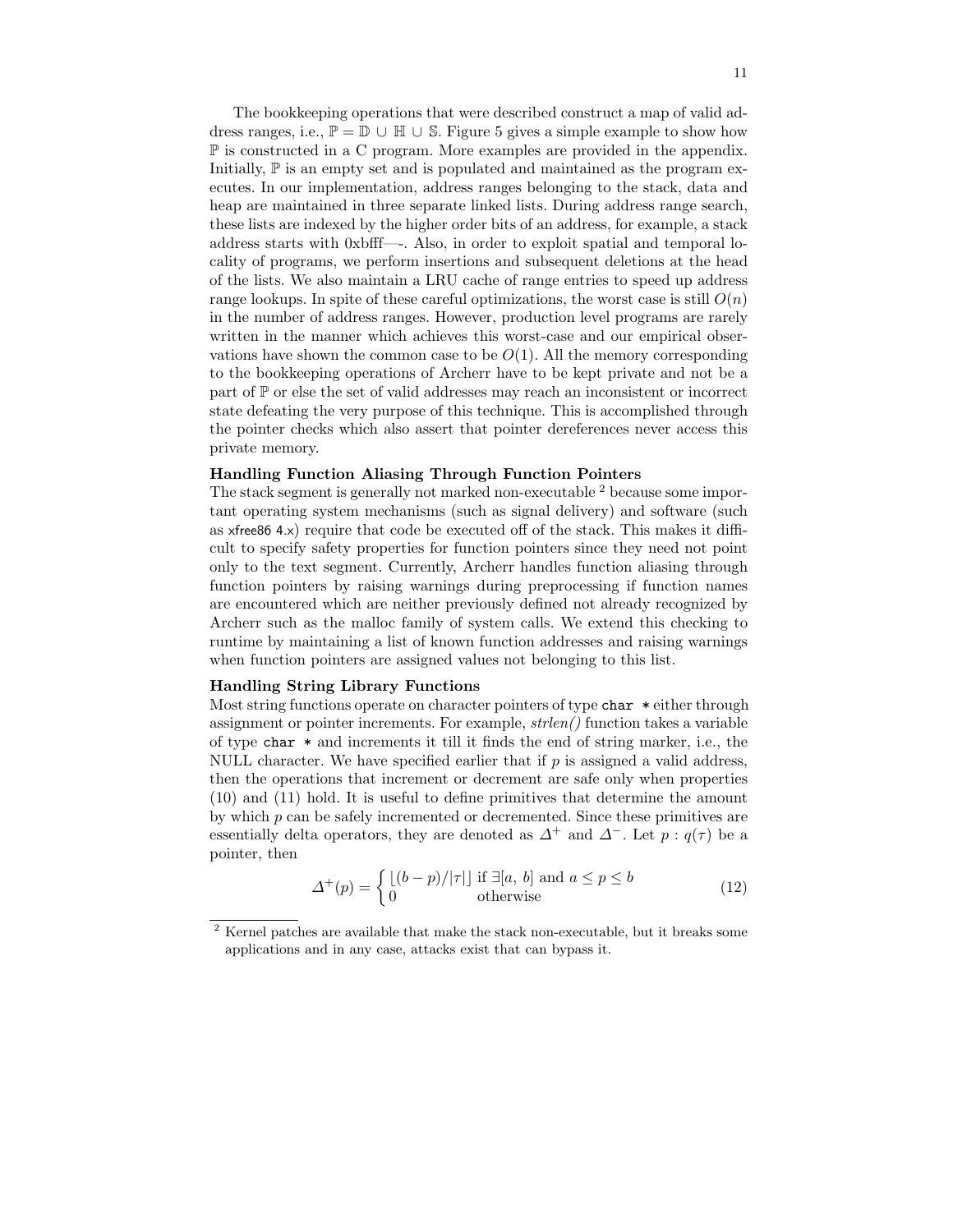The bookkeeping operations that were described construct a map of valid address ranges, i.e., $\mathbb{P} = \mathbb{D} \cup \mathbb{H} \cup \mathbb{S}$. Figure 5 gives a simple example to show how $\mathbb{P}$ is constructed in a C program. More examples are provided in the appendix. Initially, $\mathbb{P}$ is an empty set and is populated and maintained as the program executes. In our implementation, address ranges belonging to the stack, data and heap are maintained in three separate linked lists. During address range search, these lists are indexed by the higher order bits of an address, for example, a stack address starts with 0xbfff—-. Also, in order to exploit spatial and temporal locality of programs, we perform insertions and subsequent deletions at the head of the lists. We also maintain a LRU cache of range entries to speed up address range lookups. In spite of these careful optimizations, the worst case is still $O(n)$ in the number of address ranges. However, production level programs are rarely written in the manner which achieves this worst-case and our empirical observations have shown the common case to be $O(1)$. All the memory corresponding to the bookkeeping operations of Archerr have to be kept private and not be a part of $\mathbb{P}$ or else the set of valid addresses may reach an inconsistent or incorrect state defeating the very purpose of this technique. This is accomplished through the pointer checks which also assert that pointer dereferences never access this private memory.

**Handling Function Aliasing Through Function Pointers**

The stack segment is generally not marked non-executable [2] because some important operating system mechanisms (such as signal delivery) and software (such as xfree86 4.x) require that code be executed off of the stack. This makes it difficult to specify safety properties for function pointers since they need not point only to the text segment. Currently, Archerr handles function aliasing through function pointers by raising warnings during preprocessing if function names are encountered which are neither previously defined not already recognized by Archerr such as the malloc family of system calls. We extend this checking to runtime by maintaining a list of known function addresses and raising warnings when function pointers are assigned values not belonging to this list.

**Handling String Library Functions**

Most string functions operate on character pointers of type `char *` either through assignment or pointer increments. For example, *strlen()* function takes a variable of type `char *` and increments it till it finds the end of string marker, i.e., the NULL character. We have specified earlier that if $p$ is assigned a valid address, then the operations that increment or decrement are safe only when properties (10) and (11) hold. It is useful to define primitives that determine the amount by which $p$ can be safely incremented or decremented. Since these primitives are essentially delta operators, they are denoted as $\Delta^+$ and $\Delta^-$. Let $p : q(\tau)$ be a pointer, then

$$\Delta^+(p) = \begin{cases} \lfloor (b-p)/|\tau| \rfloor & \text{if } \exists [a,\, b] \text{ and } a \leq p \leq b \\ 0 & \text{otherwise} \end{cases} \tag{12}$$

[2] Kernel patches are available that make the stack non-executable, but it breaks some applications and in any case, attacks exist that can bypass it.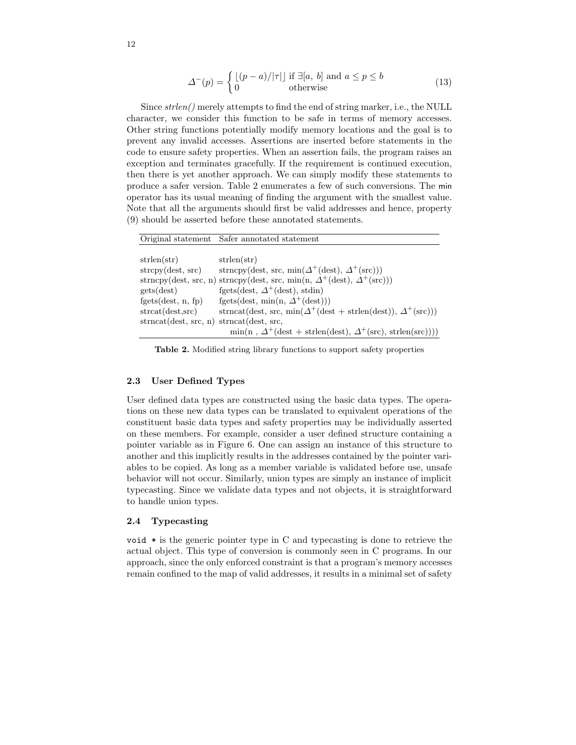$$\Delta^{-}(p) = \begin{cases} \lfloor (p-a)/|\tau| \rfloor & \text{if } \exists [a,\, b] \text{ and } a \leq p \leq b \\ 0 & \text{otherwise} \end{cases} \tag{13}$$

Since *strlen()* merely attempts to find the end of string marker, i.e., the NULL character, we consider this function to be safe in terms of memory accesses. Other string functions potentially modify memory locations and the goal is to prevent any invalid accesses. Assertions are inserted before statements in the code to ensure safety properties. When an assertion fails, the program raises an exception and terminates gracefully. If the requirement is continued execution, then there is yet another approach. We can simply modify these statements to produce a safer version. Table 2 enumerates a few of such conversions. The min operator has its usual meaning of finding the argument with the smallest value. Note that all the arguments should first be valid addresses and hence, property (9) should be asserted before these annotated statements.

| Original statement | Safer annotated statement |
|---|---|
| strlen(str) | strlen(str) |
| strcpy(dest, src) | strncpy(dest, src, min($\Delta^{+}$(dest), $\Delta^{+}$(src))) |
| strncpy(dest, src, n) | strncpy(dest, src, min(n, $\Delta^{+}$(dest), $\Delta^{+}$(src))) |
| gets(dest) | fgets(dest, $\Delta^{+}$(dest), stdin) |
| fgets(dest, n, fp) | fgets(dest, min(n, $\Delta^{+}$(dest))) |
| strcat(dest,src) | strncat(dest, src, min($\Delta^{+}$(dest + strlen(dest)), $\Delta^{+}$(src))) |
| strncat(dest, src, n) | strncat(dest, src, min(n , $\Delta^{+}$(dest + strlen(dest), $\Delta^{+}$(src), strlen(src)))) |

**Table 2.** Modified string library functions to support safety properties

### 2.3 User Defined Types

User defined data types are constructed using the basic data types. The operations on these new data types can be translated to equivalent operations of the constituent basic data types and safety properties may be individually asserted on these members. For example, consider a user defined structure containing a pointer variable as in Figure 6. One can assign an instance of this structure to another and this implicitly results in the addresses contained by the pointer variables to be copied. As long as a member variable is validated before use, unsafe behavior will not occur. Similarly, union types are simply an instance of implicit typecasting. Since we validate data types and not objects, it is straightforward to handle union types.

### 2.4 Typecasting

`void *` is the generic pointer type in C and typecasting is done to retrieve the actual object. This type of conversion is commonly seen in C programs. In our approach, since the only enforced constraint is that a program's memory accesses remain confined to the map of valid addresses, it results in a minimal set of safety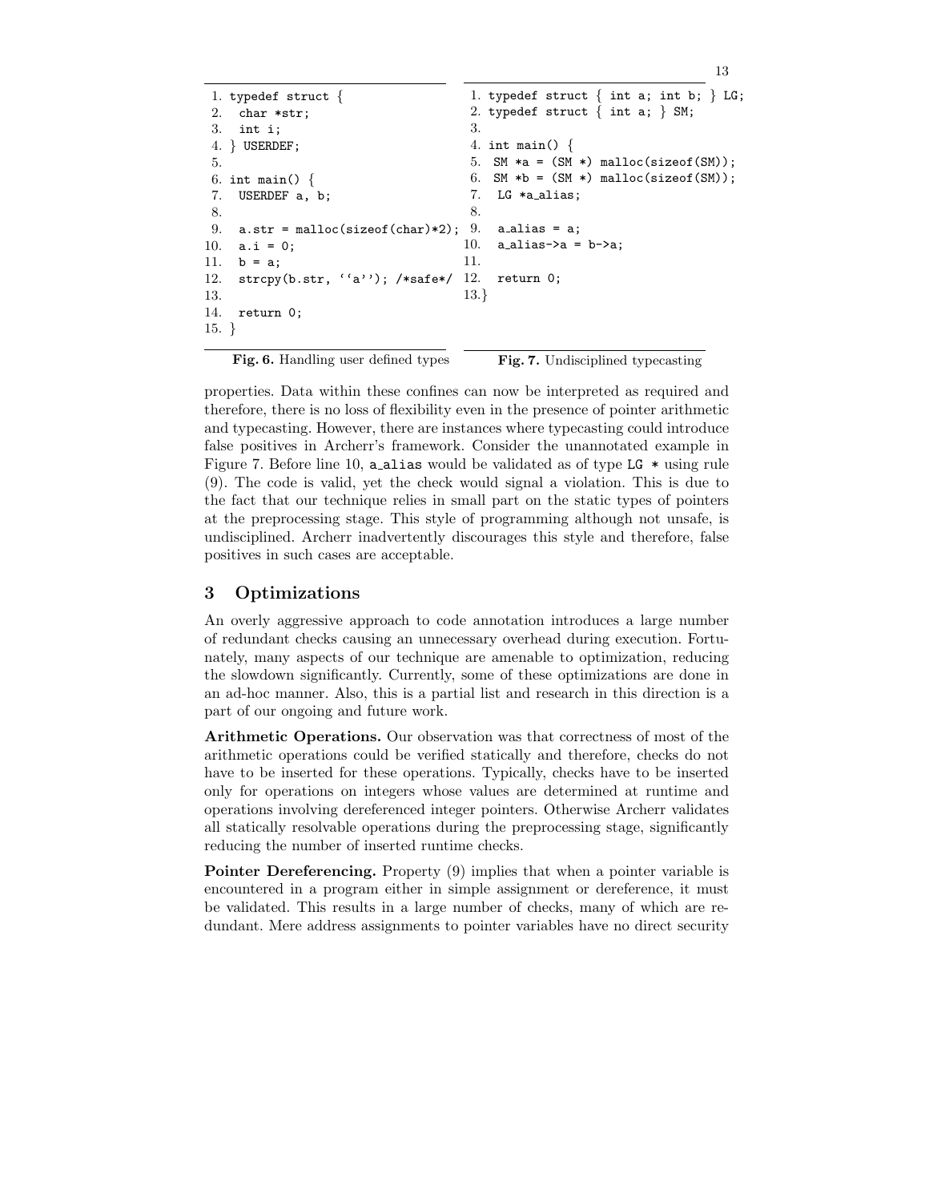```
1. typedef struct {
2.   char *str;
3.   int i;
4. } USERDEF;
5.
6. int main() {
7.   USERDEF a, b;
8.
9.   a.str = malloc(sizeof(char)*2);
10.  a.i = 0;
11.  b = a;
12.  strcpy(b.str, ''a''); /*safe*/
13.
14.  return 0;
15. }
```

**Fig. 6.** Handling user defined types

```
1. typedef struct { int a; int b; } LG;
2. typedef struct { int a; } SM;
3.
4. int main() {
5.   SM *a = (SM *) malloc(sizeof(SM));
6.   SM *b = (SM *) malloc(sizeof(SM));
7.   LG *a_alias;
8.
9.   a_alias = a;
10.  a_alias->a = b->a;
11.
12.  return 0;
13.}
```

**Fig. 7.** Undisciplined typecasting

properties. Data within these confines can now be interpreted as required and therefore, there is no loss of flexibility even in the presence of pointer arithmetic and typecasting. However, there are instances where typecasting could introduce false positives in Archerr's framework. Consider the unannotated example in Figure 7. Before line 10, `a_alias` would be validated as of type `LG *` using rule (9). The code is valid, yet the check would signal a violation. This is due to the fact that our technique relies in small part on the static types of pointers at the preprocessing stage. This style of programming although not unsafe, is undisciplined. Archerr inadvertently discourages this style and therefore, false positives in such cases are acceptable.

## 3 Optimizations

An overly aggressive approach to code annotation introduces a large number of redundant checks causing an unnecessary overhead during execution. Fortunately, many aspects of our technique are amenable to optimization, reducing the slowdown significantly. Currently, some of these optimizations are done in an ad-hoc manner. Also, this is a partial list and research in this direction is a part of our ongoing and future work.

**Arithmetic Operations.** Our observation was that correctness of most of the arithmetic operations could be verified statically and therefore, checks do not have to be inserted for these operations. Typically, checks have to be inserted only for operations on integers whose values are determined at runtime and operations involving dereferenced integer pointers. Otherwise Archerr validates all statically resolvable operations during the preprocessing stage, significantly reducing the number of inserted runtime checks.

**Pointer Dereferencing.** Property (9) implies that when a pointer variable is encountered in a program either in simple assignment or dereference, it must be validated. This results in a large number of checks, many of which are redundant. Mere address assignments to pointer variables have no direct security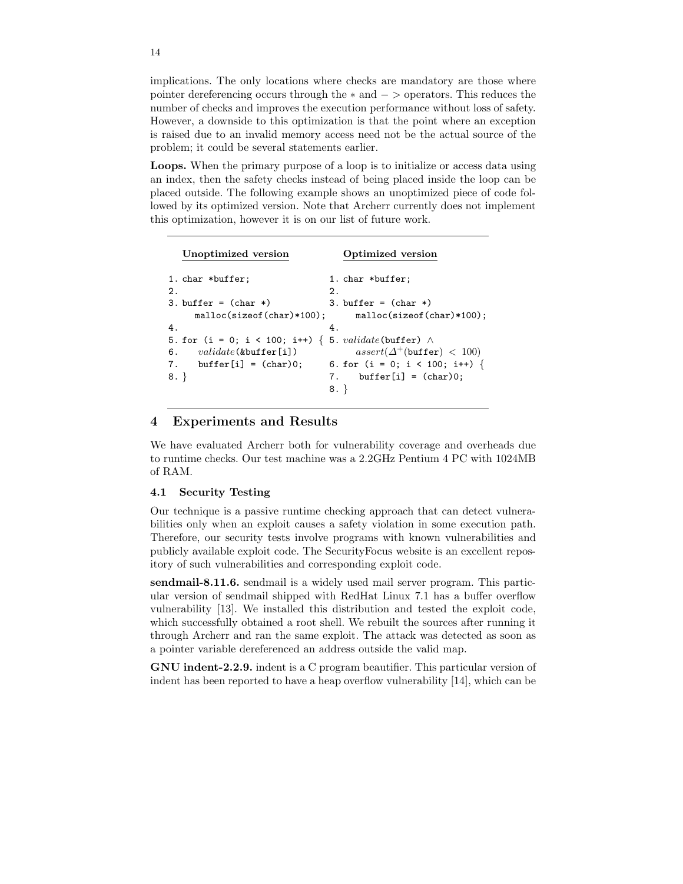implications. The only locations where checks are mandatory are those where pointer dereferencing occurs through the $*$ and $->$ operators. This reduces the number of checks and improves the execution performance without loss of safety. However, a downside to this optimization is that the point where an exception is raised due to an invalid memory access need not be the actual source of the problem; it could be several statements earlier.

**Loops.** When the primary purpose of a loop is to initialize or access data using an index, then the safety checks instead of being placed inside the loop can be placed outside. The following example shows an unoptimized piece of code followed by its optimized version. Note that Archerr currently does not implement this optimization, however it is on our list of future work.

| Unoptimized version | Optimized version |
|---|---|
| `1. char *buffer;` | `1. char *buffer;` |
| `2.` | `2.` |
| `3. buffer = (char *)` `malloc(sizeof(char)*100);` | `3. buffer = (char *)` `malloc(sizeof(char)*100);` |
| `4.` | `4.` |
| `5. for (i = 0; i < 100; i++) {` | 5. *validate*(`buffer`) $\wedge$ *assert*($\Delta^{+}$(`buffer`) $< 100$) |
| 6. *validate*(`&buffer[i]`) | `6. for (i = 0; i < 100; i++) {` |
| `7.    buffer[i] = (char)0;` | `7.    buffer[i] = (char)0;` |
| `8. }` | `8. }` |

## 4 Experiments and Results

We have evaluated Archerr both for vulnerability coverage and overheads due to runtime checks. Our test machine was a 2.2GHz Pentium 4 PC with 1024MB of RAM.

### 4.1 Security Testing

Our technique is a passive runtime checking approach that can detect vulnerabilities only when an exploit causes a safety violation in some execution path. Therefore, our security tests involve programs with known vulnerabilities and publicly available exploit code. The SecurityFocus website is an excellent repository of such vulnerabilities and corresponding exploit code.

**sendmail-8.11.6.** sendmail is a widely used mail server program. This particular version of sendmail shipped with RedHat Linux 7.1 has a buffer overflow vulnerability [13]. We installed this distribution and tested the exploit code, which successfully obtained a root shell. We rebuilt the sources after running it through Archerr and ran the same exploit. The attack was detected as soon as a pointer variable dereferenced an address outside the valid map.

**GNU indent-2.2.9.** indent is a C program beautifier. This particular version of indent has been reported to have a heap overflow vulnerability [14], which can be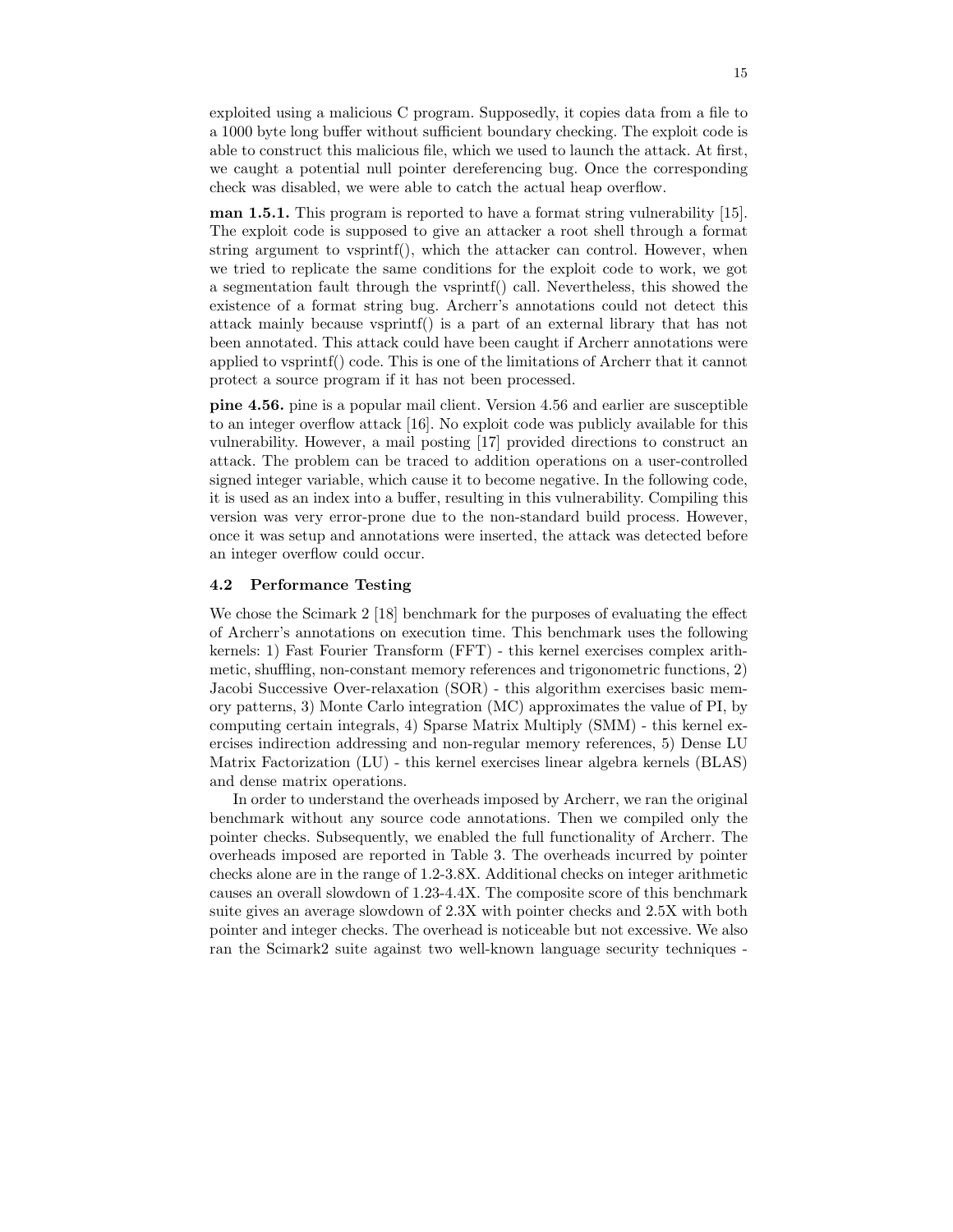exploited using a malicious C program. Supposedly, it copies data from a file to a 1000 byte long buffer without sufficient boundary checking. The exploit code is able to construct this malicious file, which we used to launch the attack. At first, we caught a potential null pointer dereferencing bug. Once the corresponding check was disabled, we were able to catch the actual heap overflow.

**man 1.5.1.** This program is reported to have a format string vulnerability [15]. The exploit code is supposed to give an attacker a root shell through a format string argument to vsprintf(), which the attacker can control. However, when we tried to replicate the same conditions for the exploit code to work, we got a segmentation fault through the vsprintf() call. Nevertheless, this showed the existence of a format string bug. Archerr's annotations could not detect this attack mainly because vsprintf() is a part of an external library that has not been annotated. This attack could have been caught if Archerr annotations were applied to vsprintf() code. This is one of the limitations of Archerr that it cannot protect a source program if it has not been processed.

**pine 4.56.** pine is a popular mail client. Version 4.56 and earlier are susceptible to an integer overflow attack [16]. No exploit code was publicly available for this vulnerability. However, a mail posting [17] provided directions to construct an attack. The problem can be traced to addition operations on a user-controlled signed integer variable, which cause it to become negative. In the following code, it is used as an index into a buffer, resulting in this vulnerability. Compiling this version was very error-prone due to the non-standard build process. However, once it was setup and annotations were inserted, the attack was detected before an integer overflow could occur.

### 4.2 Performance Testing

We chose the Scimark 2 [18] benchmark for the purposes of evaluating the effect of Archerr's annotations on execution time. This benchmark uses the following kernels: 1) Fast Fourier Transform (FFT) - this kernel exercises complex arithmetic, shuffling, non-constant memory references and trigonometric functions, 2) Jacobi Successive Over-relaxation (SOR) - this algorithm exercises basic memory patterns, 3) Monte Carlo integration (MC) approximates the value of PI, by computing certain integrals, 4) Sparse Matrix Multiply (SMM) - this kernel exercises indirection addressing and non-regular memory references, 5) Dense LU Matrix Factorization (LU) - this kernel exercises linear algebra kernels (BLAS) and dense matrix operations.

In order to understand the overheads imposed by Archerr, we ran the original benchmark without any source code annotations. Then we compiled only the pointer checks. Subsequently, we enabled the full functionality of Archerr. The overheads imposed are reported in Table 3. The overheads incurred by pointer checks alone are in the range of 1.2-3.8X. Additional checks on integer arithmetic causes an overall slowdown of 1.23-4.4X. The composite score of this benchmark suite gives an average slowdown of 2.3X with pointer checks and 2.5X with both pointer and integer checks. The overhead is noticeable but not excessive. We also ran the Scimark2 suite against two well-known language security techniques -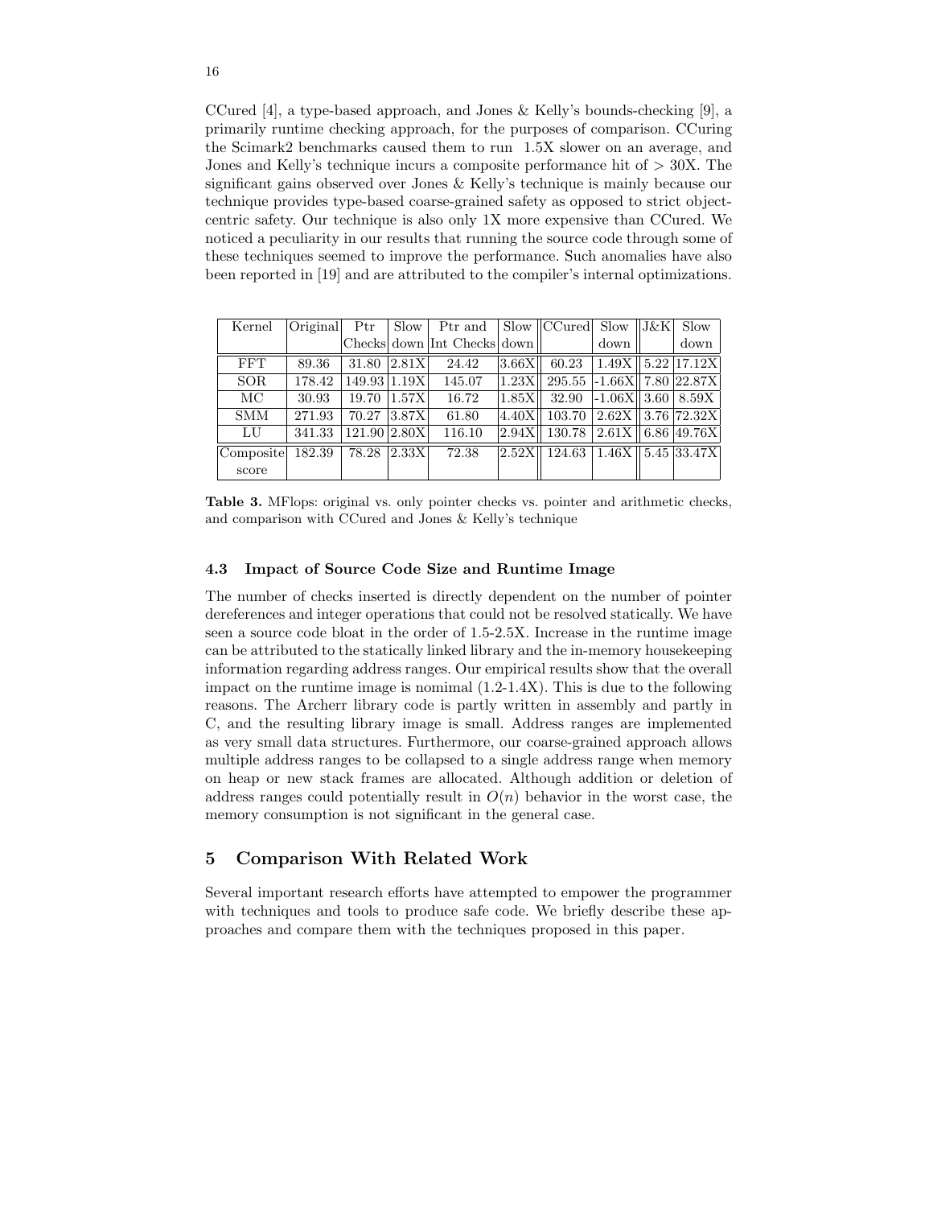CCured [4], a type-based approach, and Jones & Kelly's bounds-checking [9], a primarily runtime checking approach, for the purposes of comparison. CCuring the Scimark2 benchmarks caused them to run 1.5X slower on an average, and Jones and Kelly's technique incurs a composite performance hit of $> 30X$. The significant gains observed over Jones & Kelly's technique is mainly because our technique provides type-based coarse-grained safety as opposed to strict object-centric safety. Our technique is also only 1X more expensive than CCured. We noticed a peculiarity in our results that running the source code through some of these techniques seemed to improve the performance. Such anomalies have also been reported in [19] and are attributed to the compiler's internal optimizations.

| Kernel | Original | Ptr Checks | Slow down | Ptr and Int Checks | Slow down | CCured | Slow down | J&K | Slow down |
|---|---|---|---|---|---|---|---|---|---|
| FFT | 89.36 | 31.80 | 2.81X | 24.42 | 3.66X | 60.23 | 1.49X | 5.22 | 17.12X |
| SOR | 178.42 | 149.93 | 1.19X | 145.07 | 1.23X | 295.55 | -1.66X | 7.80 | 22.87X |
| MC | 30.93 | 19.70 | 1.57X | 16.72 | 1.85X | 32.90 | -1.06X | 3.60 | 8.59X |
| SMM | 271.93 | 70.27 | 3.87X | 61.80 | 4.40X | 103.70 | 2.62X | 3.76 | 72.32X |
| LU | 341.33 | 121.90 | 2.80X | 116.10 | 2.94X | 130.78 | 2.61X | 6.86 | 49.76X |
| Composite score | 182.39 | 78.28 | 2.33X | 72.38 | 2.52X | 124.63 | 1.46X | 5.45 | 33.47X |

**Table 3.** MFlops: original vs. only pointer checks vs. pointer and arithmetic checks, and comparison with CCured and Jones & Kelly's technique

### 4.3 Impact of Source Code Size and Runtime Image

The number of checks inserted is directly dependent on the number of pointer dereferences and integer operations that could not be resolved statically. We have seen a source code bloat in the order of 1.5-2.5X. Increase in the runtime image can be attributed to the statically linked library and the in-memory housekeeping information regarding address ranges. Our empirical results show that the overall impact on the runtime image is nomimal (1.2-1.4X). This is due to the following reasons. The Archerr library code is partly written in assembly and partly in C, and the resulting library image is small. Address ranges are implemented as very small data structures. Furthermore, our coarse-grained approach allows multiple address ranges to be collapsed to a single address range when memory on heap or new stack frames are allocated. Although addition or deletion of address ranges could potentially result in $O(n)$ behavior in the worst case, the memory consumption is not significant in the general case.

## 5 Comparison With Related Work

Several important research efforts have attempted to empower the programmer with techniques and tools to produce safe code. We briefly describe these approaches and compare them with the techniques proposed in this paper.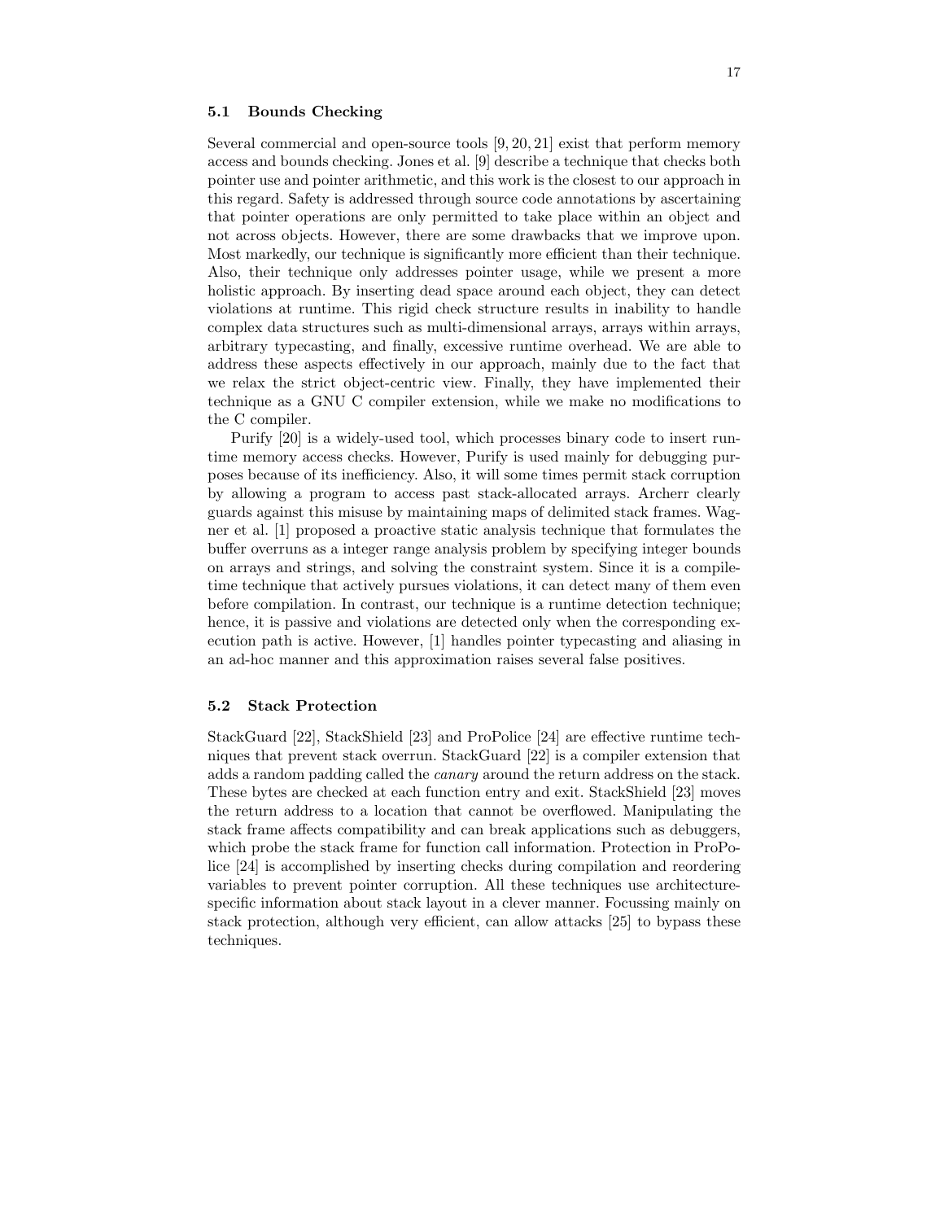### 5.1 Bounds Checking

Several commercial and open-source tools [9, 20, 21] exist that perform memory access and bounds checking. Jones et al. [9] describe a technique that checks both pointer use and pointer arithmetic, and this work is the closest to our approach in this regard. Safety is addressed through source code annotations by ascertaining that pointer operations are only permitted to take place within an object and not across objects. However, there are some drawbacks that we improve upon. Most markedly, our technique is significantly more efficient than their technique. Also, their technique only addresses pointer usage, while we present a more holistic approach. By inserting dead space around each object, they can detect violations at runtime. This rigid check structure results in inability to handle complex data structures such as multi-dimensional arrays, arrays within arrays, arbitrary typecasting, and finally, excessive runtime overhead. We are able to address these aspects effectively in our approach, mainly due to the fact that we relax the strict object-centric view. Finally, they have implemented their technique as a GNU C compiler extension, while we make no modifications to the C compiler.

Purify [20] is a widely-used tool, which processes binary code to insert runtime memory access checks. However, Purify is used mainly for debugging purposes because of its inefficiency. Also, it will some times permit stack corruption by allowing a program to access past stack-allocated arrays. Archerr clearly guards against this misuse by maintaining maps of delimited stack frames. Wagner et al. [1] proposed a proactive static analysis technique that formulates the buffer overruns as a integer range analysis problem by specifying integer bounds on arrays and strings, and solving the constraint system. Since it is a compile-time technique that actively pursues violations, it can detect many of them even before compilation. In contrast, our technique is a runtime detection technique; hence, it is passive and violations are detected only when the corresponding execution path is active. However, [1] handles pointer typecasting and aliasing in an ad-hoc manner and this approximation raises several false positives.

### 5.2 Stack Protection

StackGuard [22], StackShield [23] and ProPolice [24] are effective runtime techniques that prevent stack overrun. StackGuard [22] is a compiler extension that adds a random padding called the *canary* around the return address on the stack. These bytes are checked at each function entry and exit. StackShield [23] moves the return address to a location that cannot be overflowed. Manipulating the stack frame affects compatibility and can break applications such as debuggers, which probe the stack frame for function call information. Protection in ProPolice [24] is accomplished by inserting checks during compilation and reordering variables to prevent pointer corruption. All these techniques use architecture-specific information about stack layout in a clever manner. Focussing mainly on stack protection, although very efficient, can allow attacks [25] to bypass these techniques.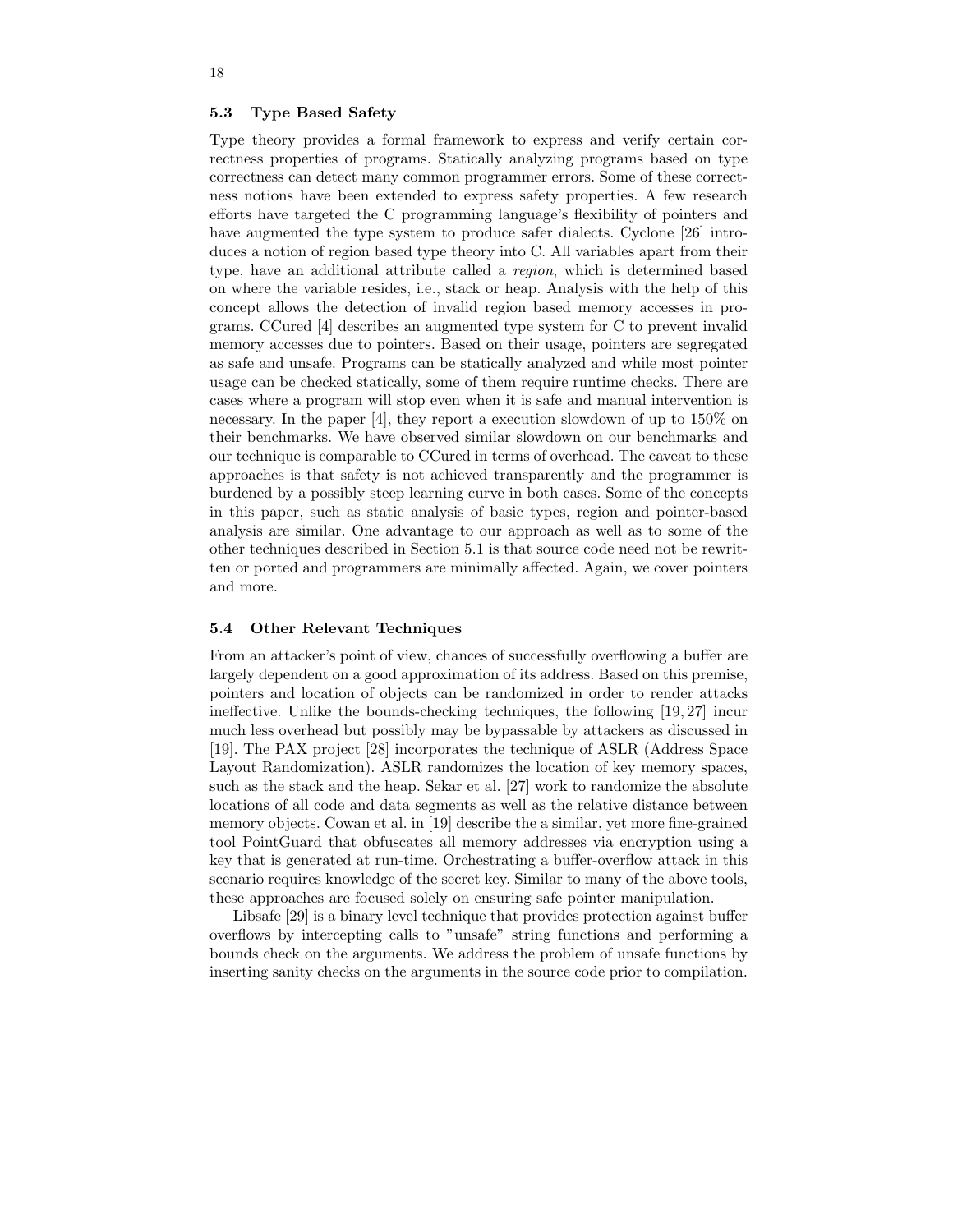### 5.3 Type Based Safety

Type theory provides a formal framework to express and verify certain correctness properties of programs. Statically analyzing programs based on type correctness can detect many common programmer errors. Some of these correctness notions have been extended to express safety properties. A few research efforts have targeted the C programming language's flexibility of pointers and have augmented the type system to produce safer dialects. Cyclone [26] introduces a notion of region based type theory into C. All variables apart from their type, have an additional attribute called a *region*, which is determined based on where the variable resides, i.e., stack or heap. Analysis with the help of this concept allows the detection of invalid region based memory accesses in programs. CCured [4] describes an augmented type system for C to prevent invalid memory accesses due to pointers. Based on their usage, pointers are segregated as safe and unsafe. Programs can be statically analyzed and while most pointer usage can be checked statically, some of them require runtime checks. There are cases where a program will stop even when it is safe and manual intervention is necessary. In the paper [4], they report a execution slowdown of up to 150% on their benchmarks. We have observed similar slowdown on our benchmarks and our technique is comparable to CCured in terms of overhead. The caveat to these approaches is that safety is not achieved transparently and the programmer is burdened by a possibly steep learning curve in both cases. Some of the concepts in this paper, such as static analysis of basic types, region and pointer-based analysis are similar. One advantage to our approach as well as to some of the other techniques described in Section 5.1 is that source code need not be rewritten or ported and programmers are minimally affected. Again, we cover pointers and more.

### 5.4 Other Relevant Techniques

From an attacker's point of view, chances of successfully overflowing a buffer are largely dependent on a good approximation of its address. Based on this premise, pointers and location of objects can be randomized in order to render attacks ineffective. Unlike the bounds-checking techniques, the following [19, 27] incur much less overhead but possibly may be bypassable by attackers as discussed in [19]. The PAX project [28] incorporates the technique of ASLR (Address Space Layout Randomization). ASLR randomizes the location of key memory spaces, such as the stack and the heap. Sekar et al. [27] work to randomize the absolute locations of all code and data segments as well as the relative distance between memory objects. Cowan et al. in [19] describe the a similar, yet more fine-grained tool PointGuard that obfuscates all memory addresses via encryption using a key that is generated at run-time. Orchestrating a buffer-overflow attack in this scenario requires knowledge of the secret key. Similar to many of the above tools, these approaches are focused solely on ensuring safe pointer manipulation.

Libsafe [29] is a binary level technique that provides protection against buffer overflows by intercepting calls to "unsafe" string functions and performing a bounds check on the arguments. We address the problem of unsafe functions by inserting sanity checks on the arguments in the source code prior to compilation.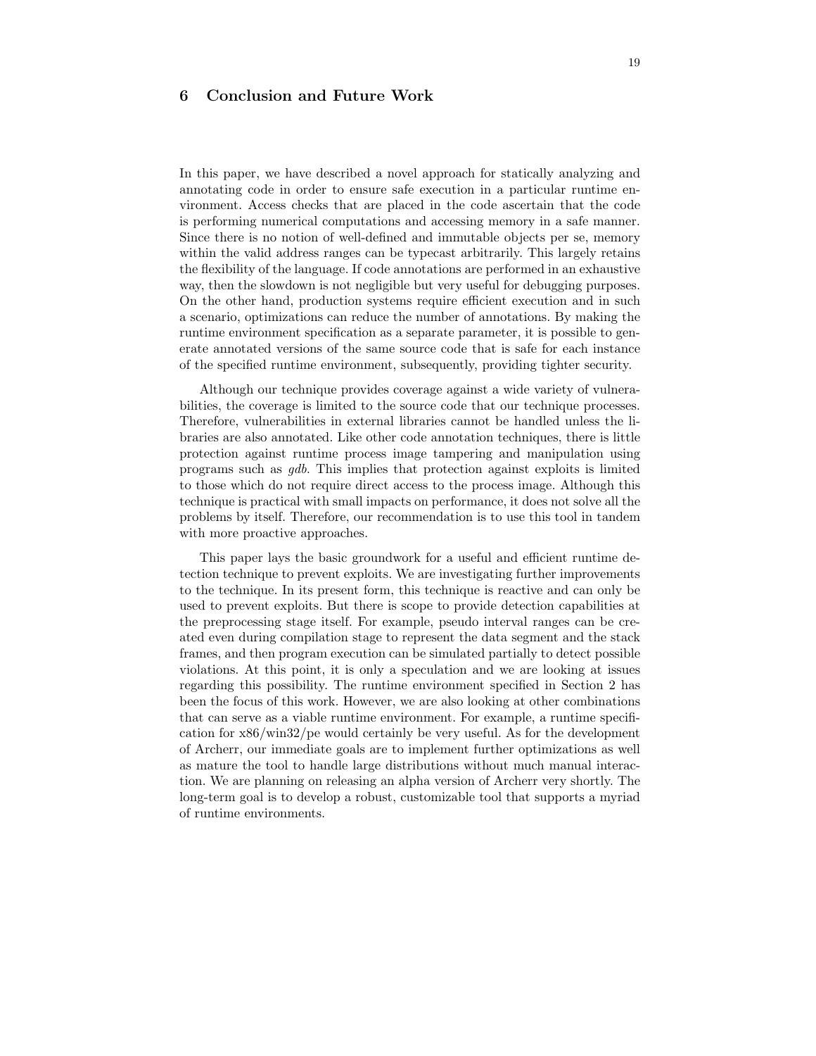## 6 Conclusion and Future Work

In this paper, we have described a novel approach for statically analyzing and annotating code in order to ensure safe execution in a particular runtime environment. Access checks that are placed in the code ascertain that the code is performing numerical computations and accessing memory in a safe manner. Since there is no notion of well-defined and immutable objects per se, memory within the valid address ranges can be typecast arbitrarily. This largely retains the flexibility of the language. If code annotations are performed in an exhaustive way, then the slowdown is not negligible but very useful for debugging purposes. On the other hand, production systems require efficient execution and in such a scenario, optimizations can reduce the number of annotations. By making the runtime environment specification as a separate parameter, it is possible to generate annotated versions of the same source code that is safe for each instance of the specified runtime environment, subsequently, providing tighter security.

Although our technique provides coverage against a wide variety of vulnerabilities, the coverage is limited to the source code that our technique processes. Therefore, vulnerabilities in external libraries cannot be handled unless the libraries are also annotated. Like other code annotation techniques, there is little protection against runtime process image tampering and manipulation using programs such as *gdb*. This implies that protection against exploits is limited to those which do not require direct access to the process image. Although this technique is practical with small impacts on performance, it does not solve all the problems by itself. Therefore, our recommendation is to use this tool in tandem with more proactive approaches.

This paper lays the basic groundwork for a useful and efficient runtime detection technique to prevent exploits. We are investigating further improvements to the technique. In its present form, this technique is reactive and can only be used to prevent exploits. But there is scope to provide detection capabilities at the preprocessing stage itself. For example, pseudo interval ranges can be created even during compilation stage to represent the data segment and the stack frames, and then program execution can be simulated partially to detect possible violations. At this point, it is only a speculation and we are looking at issues regarding this possibility. The runtime environment specified in Section 2 has been the focus of this work. However, we are also looking at other combinations that can serve as a viable runtime environment. For example, a runtime specification for x86/win32/pe would certainly be very useful. As for the development of Archerr, our immediate goals are to implement further optimizations as well as mature the tool to handle large distributions without much manual interaction. We are planning on releasing an alpha version of Archerr very shortly. The long-term goal is to develop a robust, customizable tool that supports a myriad of runtime environments.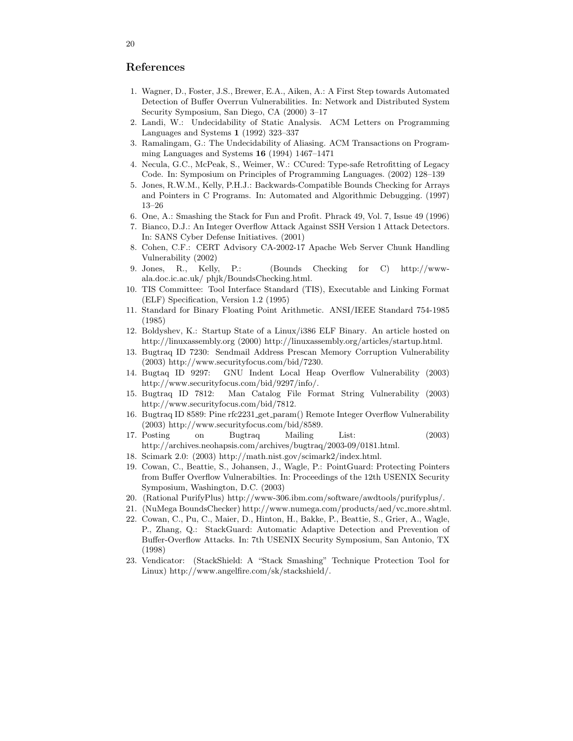## References

1. Wagner, D., Foster, J.S., Brewer, E.A., Aiken, A.: A First Step towards Automated Detection of Buffer Overrun Vulnerabilities. In: Network and Distributed System Security Symposium, San Diego, CA (2000) 3–17
2. Landi, W.: Undecidability of Static Analysis. ACM Letters on Programming Languages and Systems **1** (1992) 323–337
3. Ramalingam, G.: The Undecidability of Aliasing. ACM Transactions on Programming Languages and Systems **16** (1994) 1467–1471
4. Necula, G.C., McPeak, S., Weimer, W.: CCured: Type-safe Retrofitting of Legacy Code. In: Symposium on Principles of Programming Languages. (2002) 128–139
5. Jones, R.W.M., Kelly, P.H.J.: Backwards-Compatible Bounds Checking for Arrays and Pointers in C Programs. In: Automated and Algorithmic Debugging. (1997) 13–26
6. One, A.: Smashing the Stack for Fun and Profit. Phrack 49, Vol. 7, Issue 49 (1996)
7. Bianco, D.J.: An Integer Overflow Attack Against SSH Version 1 Attack Detectors. In: SANS Cyber Defense Initiatives. (2001)
8. Cohen, C.F.: CERT Advisory CA-2002-17 Apache Web Server Chunk Handling Vulnerability (2002)
9. Jones, R., Kelly, P.: (Bounds Checking for C) http://www-ala.doc.ic.ac.uk/ phjk/BoundsChecking.html.
10. TIS Committee: Tool Interface Standard (TIS), Executable and Linking Format (ELF) Specification, Version 1.2 (1995)
11. Standard for Binary Floating Point Arithmetic. ANSI/IEEE Standard 754-1985 (1985)
12. Boldyshev, K.: Startup State of a Linux/i386 ELF Binary. An article hosted on http://linuxassembly.org (2000) http://linuxassembly.org/articles/startup.html.
13. Bugtraq ID 7230: Sendmail Address Prescan Memory Corruption Vulnerability (2003) http://www.securityfocus.com/bid/7230.
14. Bugtaq ID 9297: GNU Indent Local Heap Overflow Vulnerability (2003) http://www.securityfocus.com/bid/9297/info/.
15. Bugtraq ID 7812: Man Catalog File Format String Vulnerability (2003) http://www.securityfocus.com/bid/7812.
16. Bugtraq ID 8589: Pine rfc2231_get_param() Remote Integer Overflow Vulnerability (2003) http://www.securityfocus.com/bid/8589.
17. Posting on Bugtraq Mailing List: (2003) http://archives.neohapsis.com/archives/bugtraq/2003-09/0181.html.
18. Scimark 2.0: (2003) http://math.nist.gov/scimark2/index.html.
19. Cowan, C., Beattie, S., Johansen, J., Wagle, P.: PointGuard: Protecting Pointers from Buffer Overflow Vulnerabilties. In: Proceedings of the 12th USENIX Security Symposium, Washington, D.C. (2003)
20. (Rational PurifyPlus) http://www-306.ibm.com/software/awdtools/purifyplus/.
21. (NuMega BoundsChecker) http://www.numega.com/products/aed/vc_more.shtml.
22. Cowan, C., Pu, C., Maier, D., Hinton, H., Bakke, P., Beattie, S., Grier, A., Wagle, P., Zhang, Q.: StackGuard: Automatic Adaptive Detection and Prevention of Buffer-Overflow Attacks. In: 7th USENIX Security Symposium, San Antonio, TX (1998)
23. Vendicator: (StackShield: A "Stack Smashing" Technique Protection Tool for Linux) http://www.angelfire.com/sk/stackshield/.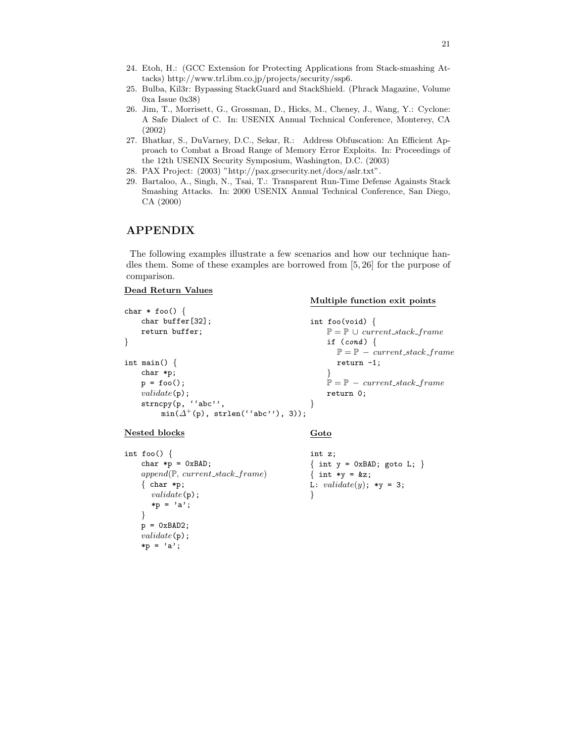24. Etoh, H.: (GCC Extension for Protecting Applications from Stack-smashing Attacks) http://www.trl.ibm.co.jp/projects/security/ssp6.
25. Bulba, Kil3r: Bypassing StackGuard and StackShield. (Phrack Magazine, Volume 0xa Issue 0x38)
26. Jim, T., Morrisett, G., Grossman, D., Hicks, M., Cheney, J., Wang, Y.: Cyclone: A Safe Dialect of C. In: USENIX Annual Technical Conference, Monterey, CA (2002)
27. Bhatkar, S., DuVarney, D.C., Sekar, R.: Address Obfuscation: An Efficient Approach to Combat a Broad Range of Memory Error Exploits. In: Proceedings of the 12th USENIX Security Symposium, Washington, D.C. (2003)
28. PAX Project: (2003) "http://pax.grsecurity.net/docs/aslr.txt".
29. Bartaloo, A., Singh, N., Tsai, T.: Transparent Run-Time Defense Againsts Stack Smashing Attacks. In: 2000 USENIX Annual Technical Conference, San Diego, CA (2000)

## APPENDIX

The following examples illustrate a few scenarios and how our technique handles them. Some of these examples are borrowed from [5, 26] for the purpose of comparison.

**Dead Return Values**

```
char * foo() {
    char buffer[32];
    return buffer;
}

int main() {
    char *p;
    p = foo();
    validate(p);
    strncpy(p, ''abc'',
        min(Δ+(p), strlen(''abc''), 3));
```

**Multiple function exit points**

```
int foo(void) {
    ℙ = ℙ ∪ current_stack_frame
    if (cond) {
      ℙ = ℙ − current_stack_frame
      return -1;
    }
    ℙ = ℙ − current_stack_frame
    return 0;
}
```

**Nested blocks**

```
int foo() {
    char *p = 0xBAD;
    append(ℙ, current_stack_frame)
    { char *p;
      validate(p);
      *p = 'a';
    }
    p = 0xBAD2;
    validate(p);
    *p = 'a';
```

**Goto**

```
int z;
{ int y = 0xBAD; goto L; }
{ int *y = &z;
L: validate(y); *y = 3;
}
```